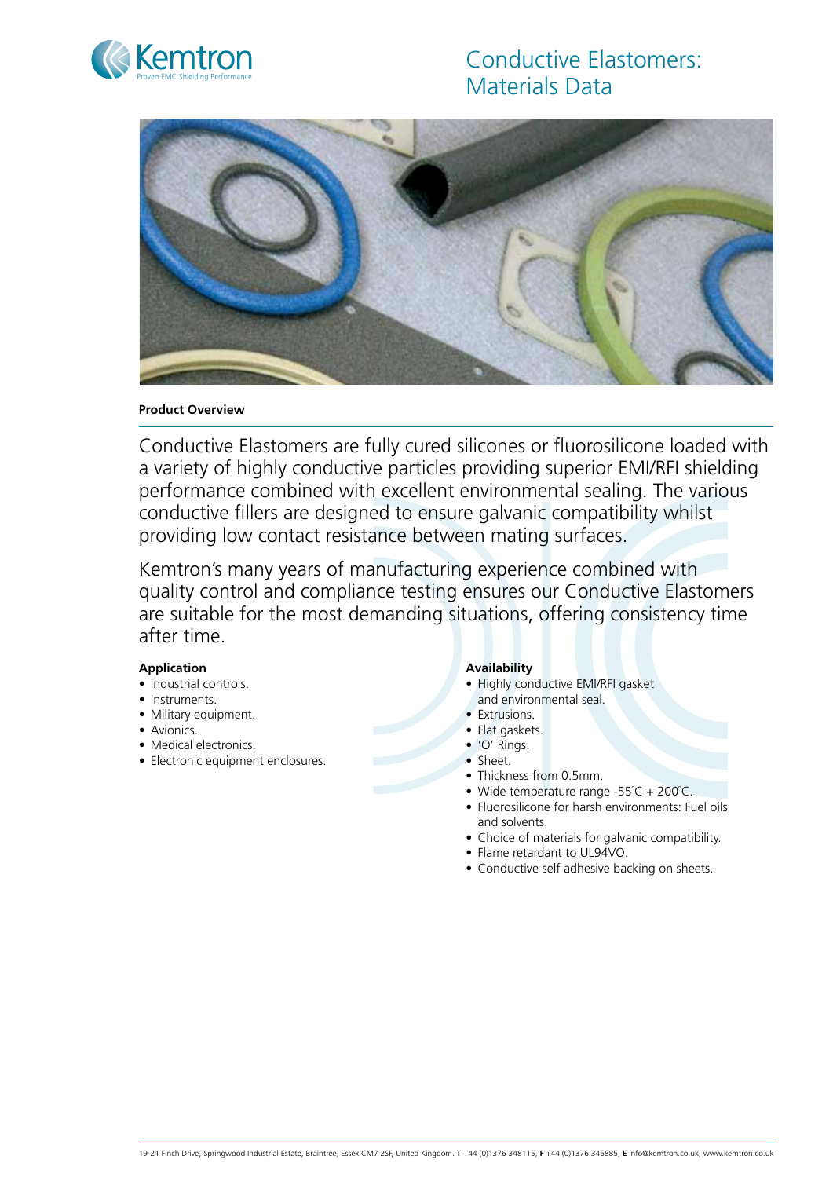Kemtron

Proven EMC Shielding Performance

# Conductive Elastomers: Materials Data

## Product Overview

Conductive Elastomers are fully cured silicones or fluorosilicone loaded with a variety of highly conductive particles providing superior EMI/RFI shielding performance combined with excellent environmental sealing. The various conductive fillers are designed to ensure galvanic compatibility whilst providing low contact resistance between mating surfaces.

Kemtron's many years of manufacturing experience combined with quality control and compliance testing ensures our Conductive Elastomers are suitable for the most demanding situations, offering consistency time after time.

### Application

- Industrial controls.
- Instruments.
- Military equipment.
- Avionics.
- Medical electronics.
- Electronic equipment enclosures.

### Availability

- Highly conductive EMI/RFI gasket and environmental seal.
- Extrusions.
- Flat gaskets.
- 'O' Rings.
- Sheet.
- Thickness from 0.5mm.
- Wide temperature range -55˚C + 200˚C.
- Fluorosilicone for harsh environments: Fuel oils and solvents.
- Choice of materials for galvanic compatibility.
- Flame retardant to UL94VO.
- Conductive self adhesive backing on sheets.

19-21 Finch Drive, Springwood Industrial Estate, Braintree, Essex CM7 2SF, United Kingdom. **T** +44 (0)1376 348115, **F** +44 (0)1376 345885, **E** info@kemtron.co.uk, www.kemtron.co.uk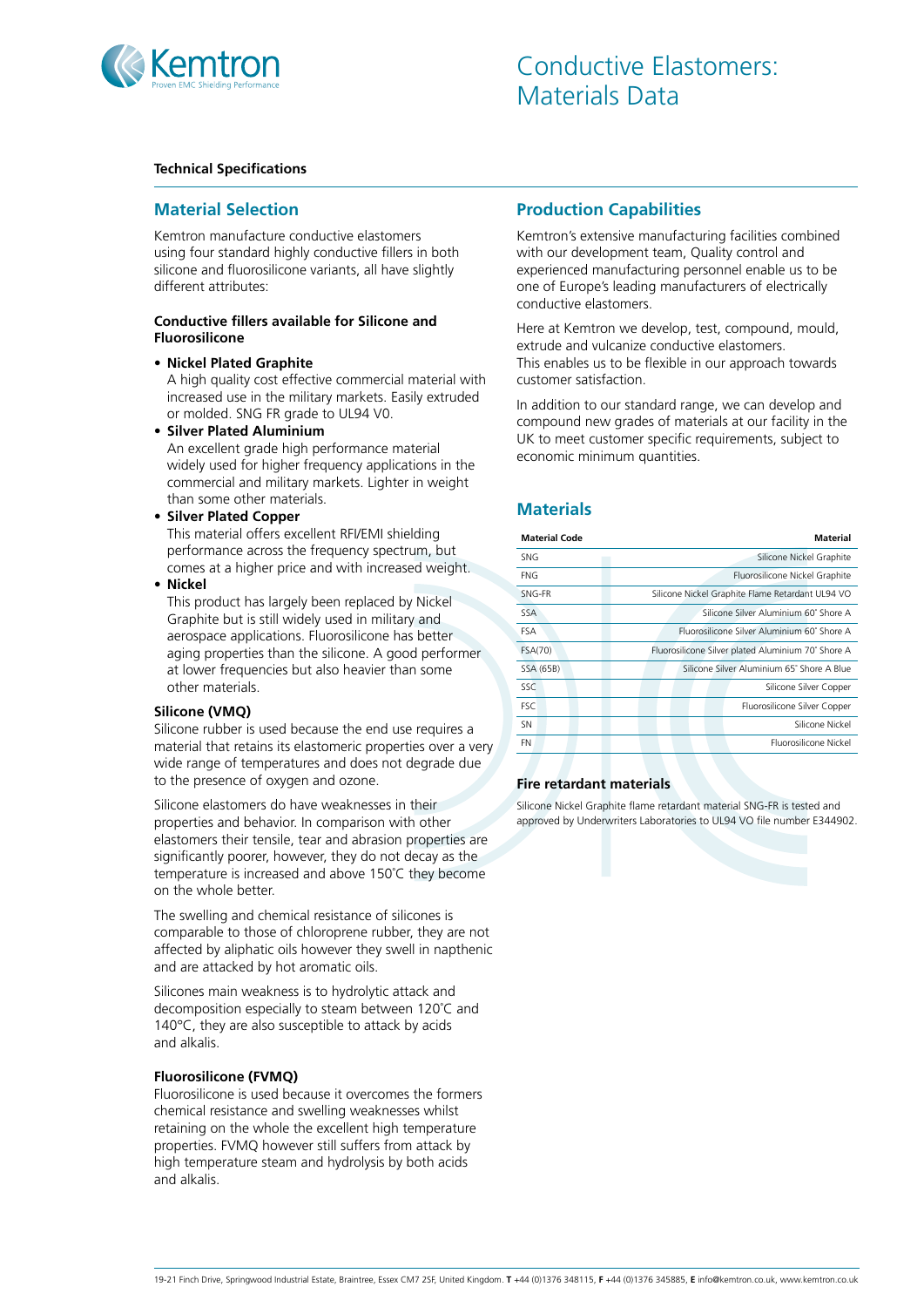# Conductive Elastomers: Materials Data

**Technical Specifications**

## Material Selection

Kemtron manufacture conductive elastomers using four standard highly conductive fillers in both silicone and fluorosilicone variants, all have slightly different attributes:

### Conductive fillers available for Silicone and Fluorosilicone

- **Nickel Plated Graphite**
  A high quality cost effective commercial material with increased use in the military markets. Easily extruded or molded. SNG FR grade to UL94 V0.
- **Silver Plated Aluminium**
  An excellent grade high performance material widely used for higher frequency applications in the commercial and military markets. Lighter in weight than some other materials.
- **Silver Plated Copper**
  This material offers excellent RFI/EMI shielding performance across the frequency spectrum, but comes at a higher price and with increased weight.
- **Nickel**
  This product has largely been replaced by Nickel Graphite but is still widely used in military and aerospace applications. Fluorosilicone has better aging properties than the silicone. A good performer at lower frequencies but also heavier than some other materials.

### Silicone (VMQ)

Silicone rubber is used because the end use requires a material that retains its elastomeric properties over a very wide range of temperatures and does not degrade due to the presence of oxygen and ozone.

Silicone elastomers do have weaknesses in their properties and behavior. In comparison with other elastomers their tensile, tear and abrasion properties are significantly poorer, however, they do not decay as the temperature is increased and above 150˚C they become on the whole better.

The swelling and chemical resistance of silicones is comparable to those of chloroprene rubber, they are not affected by aliphatic oils however they swell in napthenic and are attacked by hot aromatic oils.

Silicones main weakness is to hydrolytic attack and decomposition especially to steam between 120˚C and 140°C, they are also susceptible to attack by acids and alkalis.

### Fluorosilicone (FVMQ)

Fluorosilicone is used because it overcomes the formers chemical resistance and swelling weaknesses whilst retaining on the whole the excellent high temperature properties. FVMQ however still suffers from attack by high temperature steam and hydrolysis by both acids and alkalis.

## Production Capabilities

Kemtron's extensive manufacturing facilities combined with our development team, Quality control and experienced manufacturing personnel enable us to be one of Europe's leading manufacturers of electrically conductive elastomers.

Here at Kemtron we develop, test, compound, mould, extrude and vulcanize conductive elastomers. This enables us to be flexible in our approach towards customer satisfaction.

In addition to our standard range, we can develop and compound new grades of materials at our facility in the UK to meet customer specific requirements, subject to economic minimum quantities.

## Materials

| Material Code | Material |
|---|---|
| SNG | Silicone Nickel Graphite |
| FNG | Fluorosilicone Nickel Graphite |
| SNG-FR | Silicone Nickel Graphite Flame Retardant UL94 VO |
| SSA | Silicone Silver Aluminium 60˚ Shore A |
| FSA | Fluorosilicone Silver Aluminium 60˚ Shore A |
| FSA(70) | Fluorosilicone Silver plated Aluminium 70˚ Shore A |
| SSA (65B) | Silicone Silver Aluminium 65˚ Shore A Blue |
| SSC | Silicone Silver Copper |
| FSC | Fluorosilicone Silver Copper |
| SN | Silicone Nickel |
| FN | Fluorosilicone Nickel |

### Fire retardant materials

Silicone Nickel Graphite flame retardant material SNG-FR is tested and approved by Underwriters Laboratories to UL94 VO file number E344902.

19-21 Finch Drive, Springwood Industrial Estate, Braintree, Essex CM7 2SF, United Kingdom. **T** +44 (0)1376 348115, **F** +44 (0)1376 345885, **E** info@kemtron.co.uk, www.kemtron.co.uk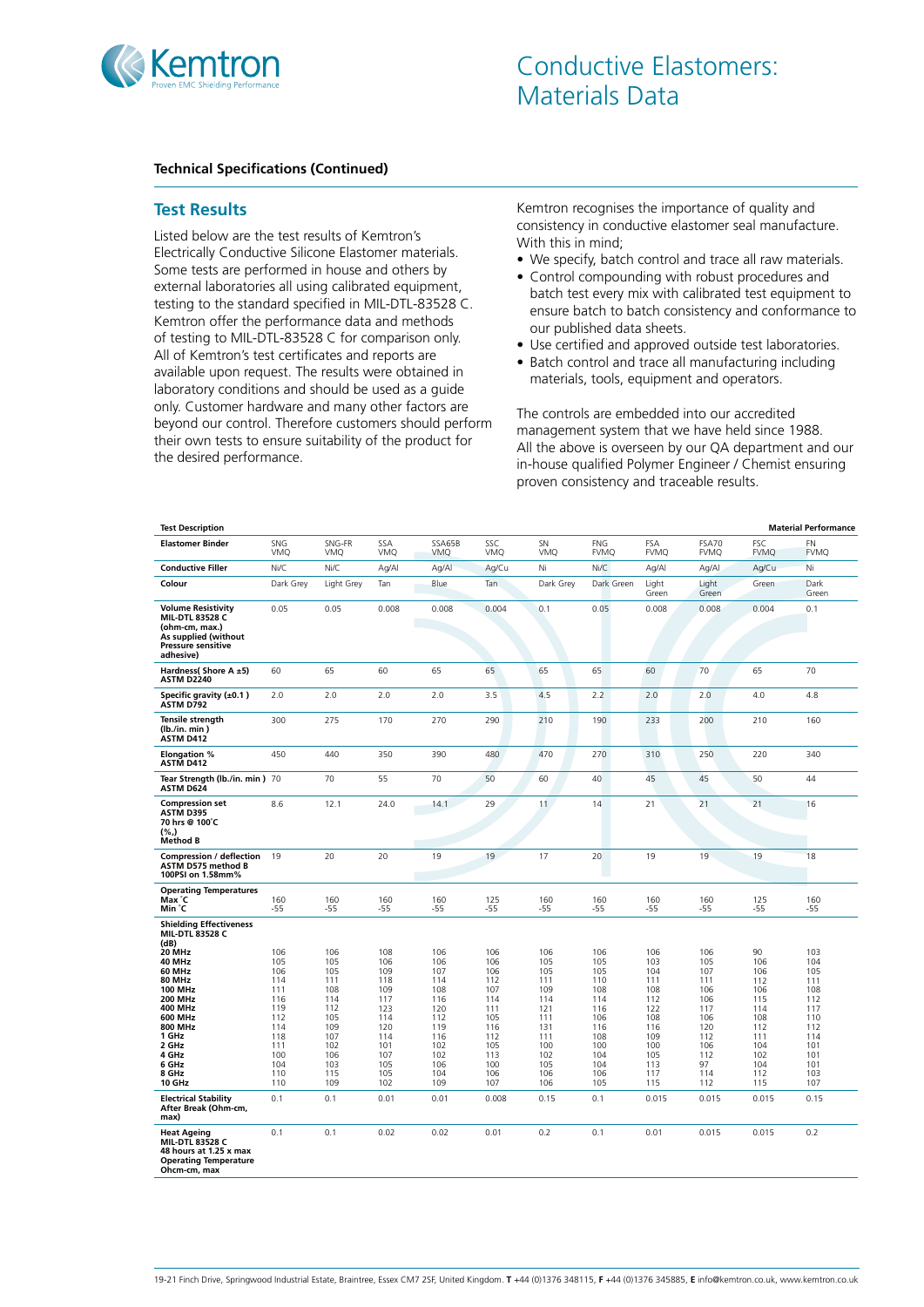# Conductive Elastomers: Materials Data

**Technical Specifications (Continued)**

## Test Results

Listed below are the test results of Kemtron's Electrically Conductive Silicone Elastomer materials. Some tests are performed in house and others by external laboratories all using calibrated equipment, testing to the standard specified in MIL-DTL-83528 C. Kemtron offer the performance data and methods of testing to MIL-DTL-83528 C for comparison only. All of Kemtron's test certificates and reports are available upon request. The results were obtained in laboratory conditions and should be used as a guide only. Customer hardware and many other factors are beyond our control. Therefore customers should perform their own tests to ensure suitability of the product for the desired performance.

Kemtron recognises the importance of quality and consistency in conductive elastomer seal manufacture. With this in mind;

- We specify, batch control and trace all raw materials.
- Control compounding with robust procedures and batch test every mix with calibrated test equipment to ensure batch to batch consistency and conformance to our published data sheets.
- Use certified and approved outside test laboratories.
- Batch control and trace all manufacturing including materials, tools, equipment and operators.

The controls are embedded into our accredited management system that we have held since 1988. All the above is overseen by our QA department and our in-house qualified Polymer Engineer / Chemist ensuring proven consistency and traceable results.

| **Test Description** | | | | | | | | | | | **Material Performance** |
|---|---|---|---|---|---|---|---|---|---|---|---|
| **Elastomer Binder** | SNG VMQ | SNG-FR VMQ | SSA VMQ | SSA65B VMQ | SSC VMQ | SN VMQ | FNG FVMQ | FSA FVMQ | FSA70 FVMQ | FSC FVMQ | FN FVMQ |
| **Conductive Filler** | Ni/C | Ni/C | Ag/Al | Ag/Al | Ag/Cu | Ni | Ni/C | Ag/Al | Ag/Al | Ag/Cu | Ni |
| **Colour** | Dark Grey | Light Grey | Tan | Blue | Tan | Dark Grey | Dark Green | Light Green | Light Green | Green | Dark Green |
| **Volume Resistivity MIL-DTL 83528 C (ohm-cm, max.) As supplied (without Pressure sensitive adhesive)** | 0.05 | 0.05 | 0.008 | 0.008 | 0.004 | 0.1 | 0.05 | 0.008 | 0.008 | 0.004 | 0.1 |
| **Hardness( Shore A ±5) ASTM D2240** | 60 | 65 | 60 | 65 | 65 | 65 | 65 | 60 | 70 | 65 | 70 |
| **Specific gravity (±0.1 ) ASTM D792** | 2.0 | 2.0 | 2.0 | 2.0 | 3.5 | 4.5 | 2.2 | 2.0 | 2.0 | 4.0 | 4.8 |
| **Tensile strength (lb./in. min ) ASTM D412** | 300 | 275 | 170 | 270 | 290 | 210 | 190 | 233 | 200 | 210 | 160 |
| **Elongation % ASTM D412** | 450 | 440 | 350 | 390 | 480 | 470 | 270 | 310 | 250 | 220 | 340 |
| **Tear Strength (lb./in. min ) ASTM D624** | 70 | 70 | 55 | 70 | 50 | 60 | 40 | 45 | 45 | 50 | 44 |
| **Compression set ASTM D395 70 hrs @ 100˚C (%,) Method B** | 8.6 | 12.1 | 24.0 | 14.1 | 29 | 11 | 14 | 21 | 21 | 21 | 16 |
| **Compression / deflection ASTM D575 method B 100PSI on 1.58mm%** | 19 | 20 | 20 | 19 | 19 | 17 | 20 | 19 | 19 | 19 | 18 |
| **Operating Temperatures** | | | | | | | | | | | |
| **Max ˚C** | 160 | 160 | 160 | 160 | 125 | 160 | 160 | 160 | 160 | 125 | 160 |
| **Min ˚C** | -55 | -55 | -55 | -55 | -55 | -55 | -55 | -55 | -55 | -55 | -55 |
| **Shielding Effectiveness MIL-DTL 83528 C (dB)** | | | | | | | | | | | |
| **20 MHz** | 106 | 106 | 108 | 106 | 106 | 106 | 106 | 106 | 106 | 90 | 103 |
| **40 MHz** | 105 | 105 | 106 | 106 | 106 | 105 | 105 | 103 | 105 | 106 | 104 |
| **60 MHz** | 106 | 105 | 109 | 107 | 106 | 105 | 105 | 104 | 107 | 106 | 105 |
| **80 MHz** | 114 | 111 | 118 | 114 | 112 | 111 | 110 | 111 | 111 | 112 | 111 |
| **100 MHz** | 111 | 108 | 109 | 108 | 107 | 109 | 108 | 108 | 106 | 106 | 108 |
| **200 MHz** | 116 | 114 | 117 | 116 | 114 | 114 | 114 | 112 | 106 | 115 | 112 |
| **400 MHz** | 119 | 112 | 123 | 120 | 111 | 121 | 116 | 122 | 117 | 114 | 117 |
| **600 MHz** | 112 | 105 | 114 | 112 | 105 | 111 | 106 | 108 | 106 | 108 | 110 |
| **800 MHz** | 114 | 109 | 120 | 119 | 116 | 131 | 116 | 116 | 120 | 112 | 112 |
| **1 GHz** | 118 | 107 | 114 | 116 | 112 | 111 | 108 | 109 | 112 | 111 | 114 |
| **2 GHz** | 111 | 102 | 101 | 102 | 105 | 100 | 100 | 100 | 106 | 104 | 101 |
| **4 GHz** | 100 | 106 | 107 | 102 | 113 | 102 | 104 | 105 | 112 | 102 | 101 |
| **6 GHz** | 104 | 103 | 105 | 106 | 100 | 105 | 104 | 113 | 97 | 104 | 101 |
| **8 GHz** | 110 | 115 | 105 | 104 | 106 | 106 | 106 | 117 | 114 | 112 | 103 |
| **10 GHz** | 110 | 109 | 102 | 109 | 107 | 106 | 105 | 115 | 112 | 115 | 107 |
| **Electrical Stability After Break (Ohm-cm, max)** | 0.1 | 0.1 | 0.01 | 0.01 | 0.008 | 0.15 | 0.1 | 0.015 | 0.015 | 0.015 | 0.15 |
| **Heat Ageing MIL-DTL 83528 C 48 hours at 1.25 x max Operating Temperature Ohcm-cm, max** | 0.1 | 0.1 | 0.02 | 0.02 | 0.01 | 0.2 | 0.1 | 0.01 | 0.015 | 0.015 | 0.2 |

19-21 Finch Drive, Springwood Industrial Estate, Braintree, Essex CM7 2SF, United Kingdom. **T** +44 (0)1376 348115, **F** +44 (0)1376 345885, **E** info@kemtron.co.uk, www.kemtron.co.uk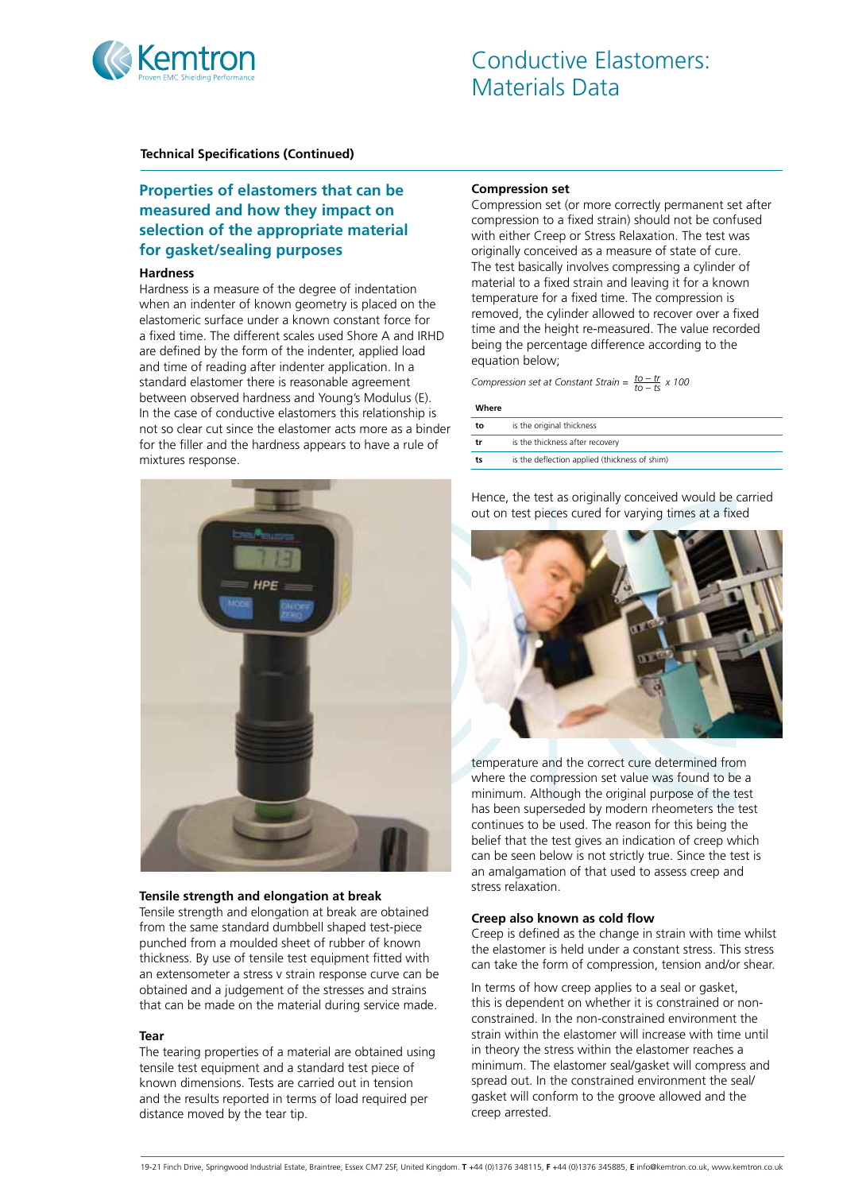**Technical Specifications (Continued)**

## Properties of elastomers that can be measured and how they impact on selection of the appropriate material for gasket/sealing purposes

### Hardness

Hardness is a measure of the degree of indentation when an indenter of known geometry is placed on the elastomeric surface under a known constant force for a fixed time. The different scales used Shore A and IRHD are defined by the form of the indenter, applied load and time of reading after indenter application. In a standard elastomer there is reasonable agreement between observed hardness and Young's Modulus (E). In the case of conductive elastomers this relationship is not so clear cut since the elastomer acts more as a binder for the filler and the hardness appears to have a rule of mixtures response.

### Tensile strength and elongation at break

Tensile strength and elongation at break are obtained from the same standard dumbbell shaped test-piece punched from a moulded sheet of rubber of known thickness. By use of tensile test equipment fitted with an extensometer a stress v strain response curve can be obtained and a judgement of the stresses and strains that can be made on the material during service made.

### Tear

The tearing properties of a material are obtained using tensile test equipment and a standard test piece of known dimensions. Tests are carried out in tension and the results reported in terms of load required per distance moved by the tear tip.

### Compression set

Compression set (or more correctly permanent set after compression to a fixed strain) should not be confused with either Creep or Stress Relaxation. The test was originally conceived as a measure of state of cure. The test basically involves compressing a cylinder of material to a fixed strain and leaving it for a known temperature for a fixed time. The compression is removed, the cylinder allowed to recover over a fixed time and the height re-measured. The value recorded being the percentage difference according to the equation below;

$$\text{Compression set at Constant Strain} = \frac{t_o - t_r}{t_o - t_s} \times 100$$

| Where | |
|---|---|
| $t_o$ | is the original thickness |
| $t_r$ | is the thickness after recovery |
| $t_s$ | is the deflection applied (thickness of shim) |

Hence, the test as originally conceived would be carried out on test pieces cured for varying times at a fixed temperature and the correct cure determined from where the compression set value was found to be a minimum. Although the original purpose of the test has been superseded by modern rheometers the test continues to be used. The reason for this being the belief that the test gives an indication of creep which can be seen below is not strictly true. Since the test is an amalgamation of that used to assess creep and stress relaxation.

### Creep also known as cold flow

Creep is defined as the change in strain with time whilst the elastomer is held under a constant stress. This stress can take the form of compression, tension and/or shear.

In terms of how creep applies to a seal or gasket, this is dependent on whether it is constrained or non-constrained. In the non-constrained environment the strain within the elastomer will increase with time until in theory the stress within the elastomer reaches a minimum. The elastomer seal/gasket will compress and spread out. In the constrained environment the seal/gasket will conform to the groove allowed and the creep arrested.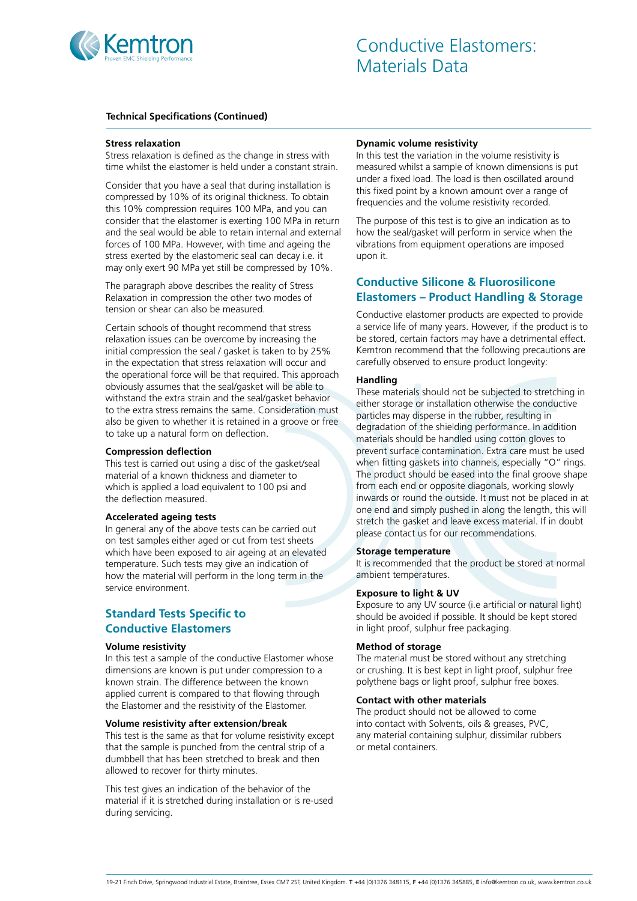# Conductive Elastomers: Materials Data

**Technical Specifications (Continued)**

#### Stress relaxation

Stress relaxation is defined as the change in stress with time whilst the elastomer is held under a constant strain.

Consider that you have a seal that during installation is compressed by 10% of its original thickness. To obtain this 10% compression requires 100 MPa, and you can consider that the elastomer is exerting 100 MPa in return and the seal would be able to retain internal and external forces of 100 MPa. However, with time and ageing the stress exerted by the elastomeric seal can decay i.e. it may only exert 90 MPa yet still be compressed by 10%.

The paragraph above describes the reality of Stress Relaxation in compression the other two modes of tension or shear can also be measured.

Certain schools of thought recommend that stress relaxation issues can be overcome by increasing the initial compression the seal / gasket is taken to by 25% in the expectation that stress relaxation will occur and the operational force will be that required. This approach obviously assumes that the seal/gasket will be able to withstand the extra strain and the seal/gasket behavior to the extra stress remains the same. Consideration must also be given to whether it is retained in a groove or free to take up a natural form on deflection.

#### Compression deflection

This test is carried out using a disc of the gasket/seal material of a known thickness and diameter to which is applied a load equivalent to 100 psi and the deflection measured.

#### Accelerated ageing tests

In general any of the above tests can be carried out on test samples either aged or cut from test sheets which have been exposed to air ageing at an elevated temperature. Such tests may give an indication of how the material will perform in the long term in the service environment.

## Standard Tests Specific to Conductive Elastomers

#### Volume resistivity

In this test a sample of the conductive Elastomer whose dimensions are known is put under compression to a known strain. The difference between the known applied current is compared to that flowing through the Elastomer and the resistivity of the Elastomer.

#### Volume resistivity after extension/break

This test is the same as that for volume resistivity except that the sample is punched from the central strip of a dumbbell that has been stretched to break and then allowed to recover for thirty minutes.

This test gives an indication of the behavior of the material if it is stretched during installation or is re-used during servicing.

#### Dynamic volume resistivity

In this test the variation in the volume resistivity is measured whilst a sample of known dimensions is put under a fixed load. The load is then oscillated around this fixed point by a known amount over a range of frequencies and the volume resistivity recorded.

The purpose of this test is to give an indication as to how the seal/gasket will perform in service when the vibrations from equipment operations are imposed upon it.

## Conductive Silicone & Fluorosilicone Elastomers – Product Handling & Storage

Conductive elastomer products are expected to provide a service life of many years. However, if the product is to be stored, certain factors may have a detrimental effect. Kemtron recommend that the following precautions are carefully observed to ensure product longevity:

#### Handling

These materials should not be subjected to stretching in either storage or installation otherwise the conductive particles may disperse in the rubber, resulting in degradation of the shielding performance. In addition materials should be handled using cotton gloves to prevent surface contamination. Extra care must be used when fitting gaskets into channels, especially "O" rings. The product should be eased into the final groove shape from each end or opposite diagonals, working slowly inwards or round the outside. It must not be placed in at one end and simply pushed in along the length, this will stretch the gasket and leave excess material. If in doubt please contact us for our recommendations.

#### Storage temperature

It is recommended that the product be stored at normal ambient temperatures.

#### Exposure to light & UV

Exposure to any UV source (i.e artificial or natural light) should be avoided if possible. It should be kept stored in light proof, sulphur free packaging.

#### Method of storage

The material must be stored without any stretching or crushing. It is best kept in light proof, sulphur free polythene bags or light proof, sulphur free boxes.

#### Contact with other materials

The product should not be allowed to come into contact with Solvents, oils & greases, PVC, any material containing sulphur, dissimilar rubbers or metal containers.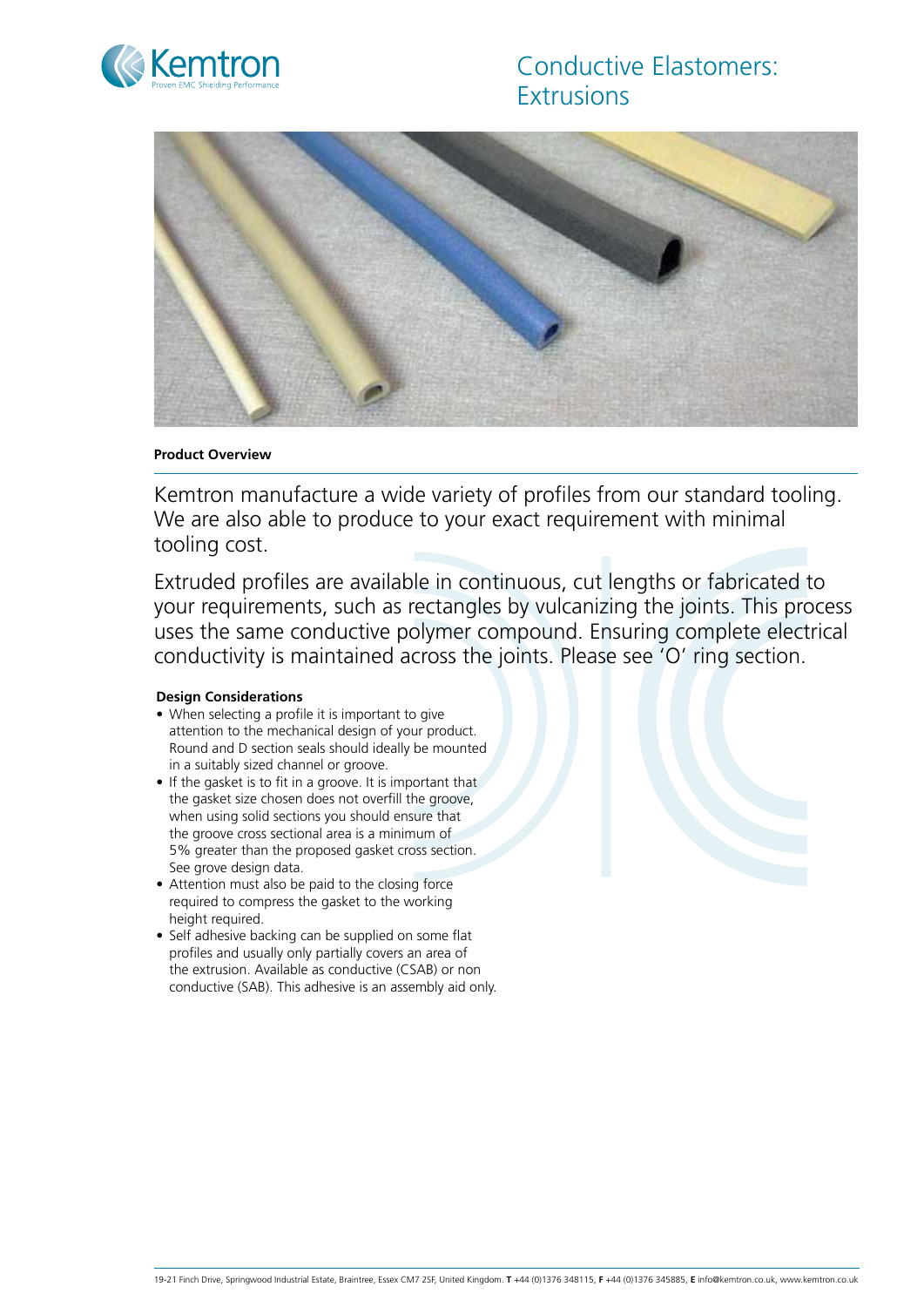# Conductive Elastomers: Extrusions

**Product Overview**

Kemtron manufacture a wide variety of profiles from our standard tooling. We are also able to produce to your exact requirement with minimal tooling cost.

Extruded profiles are available in continuous, cut lengths or fabricated to your requirements, such as rectangles by vulcanizing the joints. This process uses the same conductive polymer compound. Ensuring complete electrical conductivity is maintained across the joints. Please see 'O' ring section.

**Design Considerations**

- When selecting a profile it is important to give attention to the mechanical design of your product. Round and D section seals should ideally be mounted in a suitably sized channel or groove.
- If the gasket is to fit in a groove. It is important that the gasket size chosen does not overfill the groove, when using solid sections you should ensure that the groove cross sectional area is a minimum of 5% greater than the proposed gasket cross section. See grove design data.
- Attention must also be paid to the closing force required to compress the gasket to the working height required.
- Self adhesive backing can be supplied on some flat profiles and usually only partially covers an area of the extrusion. Available as conductive (CSAB) or non conductive (SAB). This adhesive is an assembly aid only.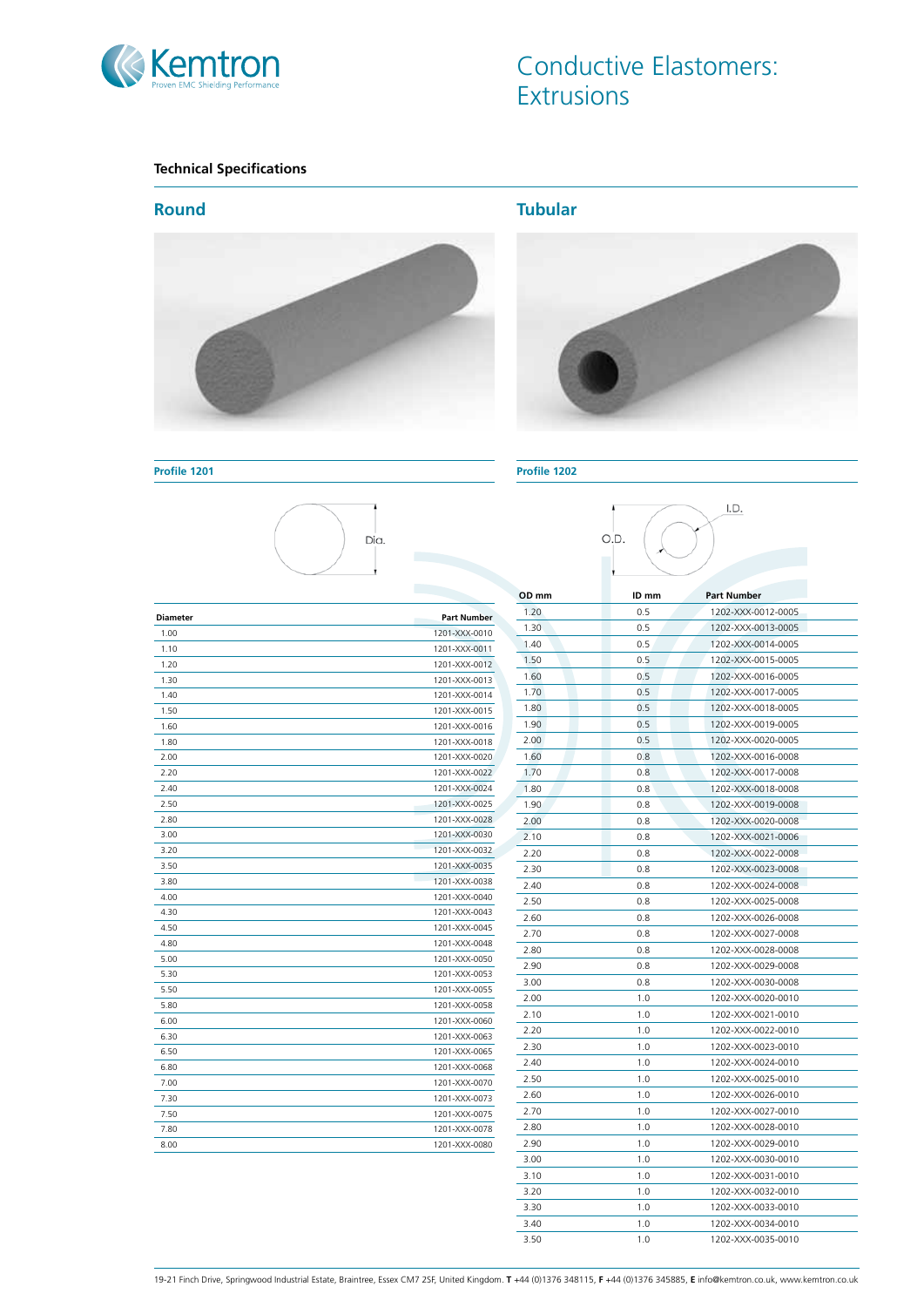# Conductive Elastomers: Extrusions

## Technical Specifications

## Round

### Profile 1201

Dia.

| Diameter | Part Number |
|---|---|
| 1.00 | 1201-XXX-0010 |
| 1.10 | 1201-XXX-0011 |
| 1.20 | 1201-XXX-0012 |
| 1.30 | 1201-XXX-0013 |
| 1.40 | 1201-XXX-0014 |
| 1.50 | 1201-XXX-0015 |
| 1.60 | 1201-XXX-0016 |
| 1.80 | 1201-XXX-0018 |
| 2.00 | 1201-XXX-0020 |
| 2.20 | 1201-XXX-0022 |
| 2.40 | 1201-XXX-0024 |
| 2.50 | 1201-XXX-0025 |
| 2.80 | 1201-XXX-0028 |
| 3.00 | 1201-XXX-0030 |
| 3.20 | 1201-XXX-0032 |
| 3.50 | 1201-XXX-0035 |
| 3.80 | 1201-XXX-0038 |
| 4.00 | 1201-XXX-0040 |
| 4.30 | 1201-XXX-0043 |
| 4.50 | 1201-XXX-0045 |
| 4.80 | 1201-XXX-0048 |
| 5.00 | 1201-XXX-0050 |
| 5.30 | 1201-XXX-0053 |
| 5.50 | 1201-XXX-0055 |
| 5.80 | 1201-XXX-0058 |
| 6.00 | 1201-XXX-0060 |
| 6.30 | 1201-XXX-0063 |
| 6.50 | 1201-XXX-0065 |
| 6.80 | 1201-XXX-0068 |
| 7.00 | 1201-XXX-0070 |
| 7.30 | 1201-XXX-0073 |
| 7.50 | 1201-XXX-0075 |
| 7.80 | 1201-XXX-0078 |
| 8.00 | 1201-XXX-0080 |

## Tubular

### Profile 1202

O.D. I.D.

| OD mm | ID mm | Part Number |
|---|---|---|
| 1.20 | 0.5 | 1202-XXX-0012-0005 |
| 1.30 | 0.5 | 1202-XXX-0013-0005 |
| 1.40 | 0.5 | 1202-XXX-0014-0005 |
| 1.50 | 0.5 | 1202-XXX-0015-0005 |
| 1.60 | 0.5 | 1202-XXX-0016-0005 |
| 1.70 | 0.5 | 1202-XXX-0017-0005 |
| 1.80 | 0.5 | 1202-XXX-0018-0005 |
| 1.90 | 0.5 | 1202-XXX-0019-0005 |
| 2.00 | 0.5 | 1202-XXX-0020-0005 |
| 1.60 | 0.8 | 1202-XXX-0016-0008 |
| 1.70 | 0.8 | 1202-XXX-0017-0008 |
| 1.80 | 0.8 | 1202-XXX-0018-0008 |
| 1.90 | 0.8 | 1202-XXX-0019-0008 |
| 2.00 | 0.8 | 1202-XXX-0020-0008 |
| 2.10 | 0.8 | 1202-XXX-0021-0006 |
| 2.20 | 0.8 | 1202-XXX-0022-0008 |
| 2.30 | 0.8 | 1202-XXX-0023-0008 |
| 2.40 | 0.8 | 1202-XXX-0024-0008 |
| 2.50 | 0.8 | 1202-XXX-0025-0008 |
| 2.60 | 0.8 | 1202-XXX-0026-0008 |
| 2.70 | 0.8 | 1202-XXX-0027-0008 |
| 2.80 | 0.8 | 1202-XXX-0028-0008 |
| 2.90 | 0.8 | 1202-XXX-0029-0008 |
| 3.00 | 0.8 | 1202-XXX-0030-0008 |
| 2.00 | 1.0 | 1202-XXX-0020-0010 |
| 2.10 | 1.0 | 1202-XXX-0021-0010 |
| 2.20 | 1.0 | 1202-XXX-0022-0010 |
| 2.30 | 1.0 | 1202-XXX-0023-0010 |
| 2.40 | 1.0 | 1202-XXX-0024-0010 |
| 2.50 | 1.0 | 1202-XXX-0025-0010 |
| 2.60 | 1.0 | 1202-XXX-0026-0010 |
| 2.70 | 1.0 | 1202-XXX-0027-0010 |
| 2.80 | 1.0 | 1202-XXX-0028-0010 |
| 2.90 | 1.0 | 1202-XXX-0029-0010 |
| 3.00 | 1.0 | 1202-XXX-0030-0010 |
| 3.10 | 1.0 | 1202-XXX-0031-0010 |
| 3.20 | 1.0 | 1202-XXX-0032-0010 |
| 3.30 | 1.0 | 1202-XXX-0033-0010 |
| 3.40 | 1.0 | 1202-XXX-0034-0010 |
| 3.50 | 1.0 | 1202-XXX-0035-0010 |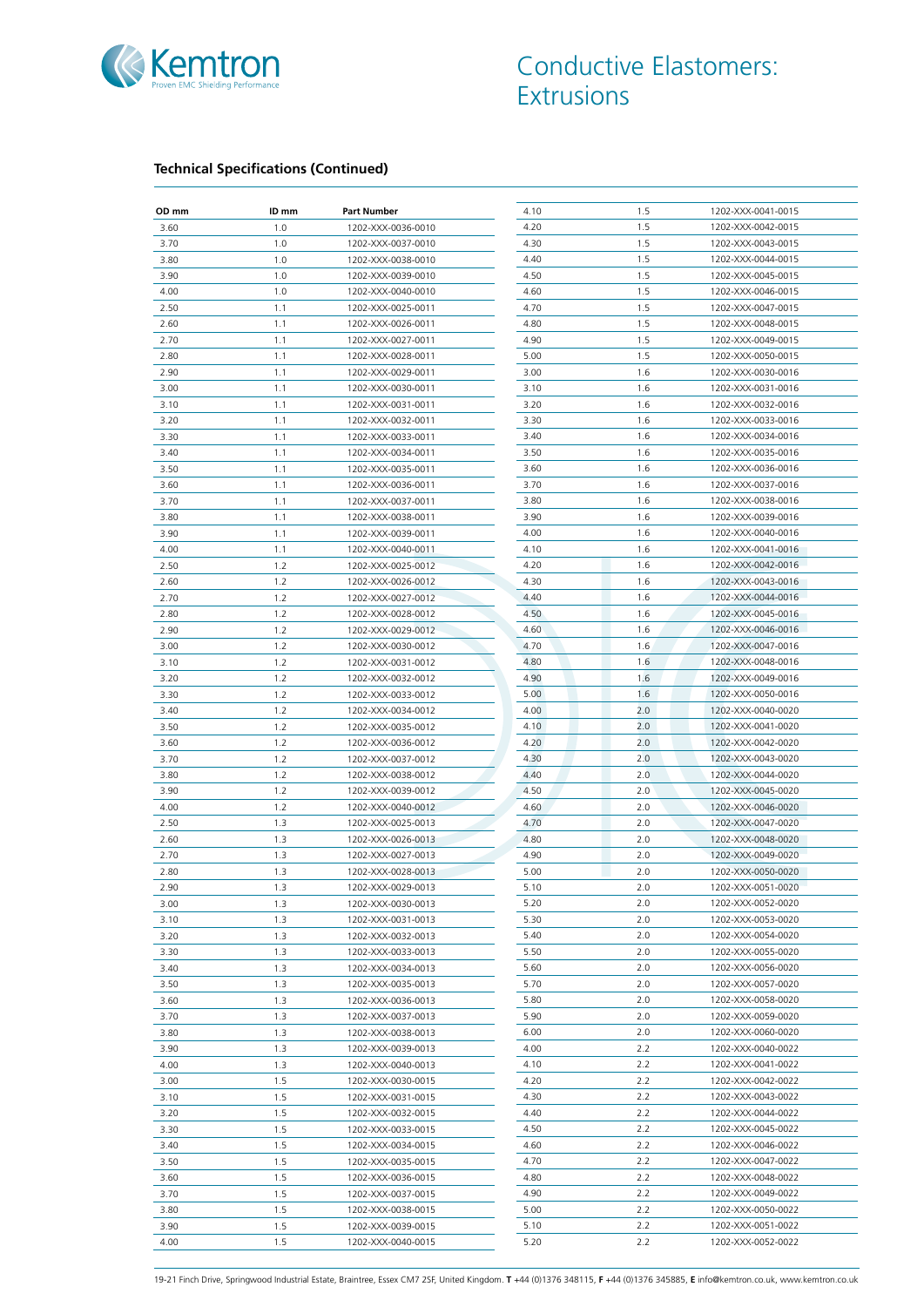# Conductive Elastomers: Extrusions

### Technical Specifications (Continued)

| OD mm | ID mm | Part Number |
|---|---|---|
| 3.60 | 1.0 | 1202-XXX-0036-0010 |
| 3.70 | 1.0 | 1202-XXX-0037-0010 |
| 3.80 | 1.0 | 1202-XXX-0038-0010 |
| 3.90 | 1.0 | 1202-XXX-0039-0010 |
| 4.00 | 1.0 | 1202-XXX-0040-0010 |
| 2.50 | 1.1 | 1202-XXX-0025-0011 |
| 2.60 | 1.1 | 1202-XXX-0026-0011 |
| 2.70 | 1.1 | 1202-XXX-0027-0011 |
| 2.80 | 1.1 | 1202-XXX-0028-0011 |
| 2.90 | 1.1 | 1202-XXX-0029-0011 |
| 3.00 | 1.1 | 1202-XXX-0030-0011 |
| 3.10 | 1.1 | 1202-XXX-0031-0011 |
| 3.20 | 1.1 | 1202-XXX-0032-0011 |
| 3.30 | 1.1 | 1202-XXX-0033-0011 |
| 3.40 | 1.1 | 1202-XXX-0034-0011 |
| 3.50 | 1.1 | 1202-XXX-0035-0011 |
| 3.60 | 1.1 | 1202-XXX-0036-0011 |
| 3.70 | 1.1 | 1202-XXX-0037-0011 |
| 3.80 | 1.1 | 1202-XXX-0038-0011 |
| 3.90 | 1.1 | 1202-XXX-0039-0011 |
| 4.00 | 1.1 | 1202-XXX-0040-0011 |
| 2.50 | 1.2 | 1202-XXX-0025-0012 |
| 2.60 | 1.2 | 1202-XXX-0026-0012 |
| 2.70 | 1.2 | 1202-XXX-0027-0012 |
| 2.80 | 1.2 | 1202-XXX-0028-0012 |
| 2.90 | 1.2 | 1202-XXX-0029-0012 |
| 3.00 | 1.2 | 1202-XXX-0030-0012 |
| 3.10 | 1.2 | 1202-XXX-0031-0012 |
| 3.20 | 1.2 | 1202-XXX-0032-0012 |
| 3.30 | 1.2 | 1202-XXX-0033-0012 |
| 3.40 | 1.2 | 1202-XXX-0034-0012 |
| 3.50 | 1.2 | 1202-XXX-0035-0012 |
| 3.60 | 1.2 | 1202-XXX-0036-0012 |
| 3.70 | 1.2 | 1202-XXX-0037-0012 |
| 3.80 | 1.2 | 1202-XXX-0038-0012 |
| 3.90 | 1.2 | 1202-XXX-0039-0012 |
| 4.00 | 1.2 | 1202-XXX-0040-0012 |
| 2.50 | 1.3 | 1202-XXX-0025-0013 |
| 2.60 | 1.3 | 1202-XXX-0026-0013 |
| 2.70 | 1.3 | 1202-XXX-0027-0013 |
| 2.80 | 1.3 | 1202-XXX-0028-0013 |
| 2.90 | 1.3 | 1202-XXX-0029-0013 |
| 3.00 | 1.3 | 1202-XXX-0030-0013 |
| 3.10 | 1.3 | 1202-XXX-0031-0013 |
| 3.20 | 1.3 | 1202-XXX-0032-0013 |
| 3.30 | 1.3 | 1202-XXX-0033-0013 |
| 3.40 | 1.3 | 1202-XXX-0034-0013 |
| 3.50 | 1.3 | 1202-XXX-0035-0013 |
| 3.60 | 1.3 | 1202-XXX-0036-0013 |
| 3.70 | 1.3 | 1202-XXX-0037-0013 |
| 3.80 | 1.3 | 1202-XXX-0038-0013 |
| 3.90 | 1.3 | 1202-XXX-0039-0013 |
| 4.00 | 1.3 | 1202-XXX-0040-0013 |
| 3.00 | 1.5 | 1202-XXX-0030-0015 |
| 3.10 | 1.5 | 1202-XXX-0031-0015 |
| 3.20 | 1.5 | 1202-XXX-0032-0015 |
| 3.30 | 1.5 | 1202-XXX-0033-0015 |
| 3.40 | 1.5 | 1202-XXX-0034-0015 |
| 3.50 | 1.5 | 1202-XXX-0035-0015 |
| 3.60 | 1.5 | 1202-XXX-0036-0015 |
| 3.70 | 1.5 | 1202-XXX-0037-0015 |
| 3.80 | 1.5 | 1202-XXX-0038-0015 |
| 3.90 | 1.5 | 1202-XXX-0039-0015 |
| 4.00 | 1.5 | 1202-XXX-0040-0015 |
| 4.10 | 1.5 | 1202-XXX-0041-0015 |
| 4.20 | 1.5 | 1202-XXX-0042-0015 |
| 4.30 | 1.5 | 1202-XXX-0043-0015 |
| 4.40 | 1.5 | 1202-XXX-0044-0015 |
| 4.50 | 1.5 | 1202-XXX-0045-0015 |
| 4.60 | 1.5 | 1202-XXX-0046-0015 |
| 4.70 | 1.5 | 1202-XXX-0047-0015 |
| 4.80 | 1.5 | 1202-XXX-0048-0015 |
| 4.90 | 1.5 | 1202-XXX-0049-0015 |
| 5.00 | 1.5 | 1202-XXX-0050-0015 |
| 3.00 | 1.6 | 1202-XXX-0030-0016 |
| 3.10 | 1.6 | 1202-XXX-0031-0016 |
| 3.20 | 1.6 | 1202-XXX-0032-0016 |
| 3.30 | 1.6 | 1202-XXX-0033-0016 |
| 3.40 | 1.6 | 1202-XXX-0034-0016 |
| 3.50 | 1.6 | 1202-XXX-0035-0016 |
| 3.60 | 1.6 | 1202-XXX-0036-0016 |
| 3.70 | 1.6 | 1202-XXX-0037-0016 |
| 3.80 | 1.6 | 1202-XXX-0038-0016 |
| 3.90 | 1.6 | 1202-XXX-0039-0016 |
| 4.00 | 1.6 | 1202-XXX-0040-0016 |
| 4.10 | 1.6 | 1202-XXX-0041-0016 |
| 4.20 | 1.6 | 1202-XXX-0042-0016 |
| 4.30 | 1.6 | 1202-XXX-0043-0016 |
| 4.40 | 1.6 | 1202-XXX-0044-0016 |
| 4.50 | 1.6 | 1202-XXX-0045-0016 |
| 4.60 | 1.6 | 1202-XXX-0046-0016 |
| 4.70 | 1.6 | 1202-XXX-0047-0016 |
| 4.80 | 1.6 | 1202-XXX-0048-0016 |
| 4.90 | 1.6 | 1202-XXX-0049-0016 |
| 5.00 | 1.6 | 1202-XXX-0050-0016 |
| 4.00 | 2.0 | 1202-XXX-0040-0020 |
| 4.10 | 2.0 | 1202-XXX-0041-0020 |
| 4.20 | 2.0 | 1202-XXX-0042-0020 |
| 4.30 | 2.0 | 1202-XXX-0043-0020 |
| 4.40 | 2.0 | 1202-XXX-0044-0020 |
| 4.50 | 2.0 | 1202-XXX-0045-0020 |
| 4.60 | 2.0 | 1202-XXX-0046-0020 |
| 4.70 | 2.0 | 1202-XXX-0047-0020 |
| 4.80 | 2.0 | 1202-XXX-0048-0020 |
| 4.90 | 2.0 | 1202-XXX-0049-0020 |
| 5.00 | 2.0 | 1202-XXX-0050-0020 |
| 5.10 | 2.0 | 1202-XXX-0051-0020 |
| 5.20 | 2.0 | 1202-XXX-0052-0020 |
| 5.30 | 2.0 | 1202-XXX-0053-0020 |
| 5.40 | 2.0 | 1202-XXX-0054-0020 |
| 5.50 | 2.0 | 1202-XXX-0055-0020 |
| 5.60 | 2.0 | 1202-XXX-0056-0020 |
| 5.70 | 2.0 | 1202-XXX-0057-0020 |
| 5.80 | 2.0 | 1202-XXX-0058-0020 |
| 5.90 | 2.0 | 1202-XXX-0059-0020 |
| 6.00 | 2.0 | 1202-XXX-0060-0020 |
| 4.00 | 2.2 | 1202-XXX-0040-0022 |
| 4.10 | 2.2 | 1202-XXX-0041-0022 |
| 4.20 | 2.2 | 1202-XXX-0042-0022 |
| 4.30 | 2.2 | 1202-XXX-0043-0022 |
| 4.40 | 2.2 | 1202-XXX-0044-0022 |
| 4.50 | 2.2 | 1202-XXX-0045-0022 |
| 4.60 | 2.2 | 1202-XXX-0046-0022 |
| 4.70 | 2.2 | 1202-XXX-0047-0022 |
| 4.80 | 2.2 | 1202-XXX-0048-0022 |
| 4.90 | 2.2 | 1202-XXX-0049-0022 |
| 5.00 | 2.2 | 1202-XXX-0050-0022 |
| 5.10 | 2.2 | 1202-XXX-0051-0022 |
| 5.20 | 2.2 | 1202-XXX-0052-0022 |

19-21 Finch Drive, Springwood Industrial Estate, Braintree, Essex CM7 2SF, United Kingdom. **T** +44 (0)1376 348115, **F** +44 (0)1376 345885, **E** info@kemtron.co.uk, www.kemtron.co.uk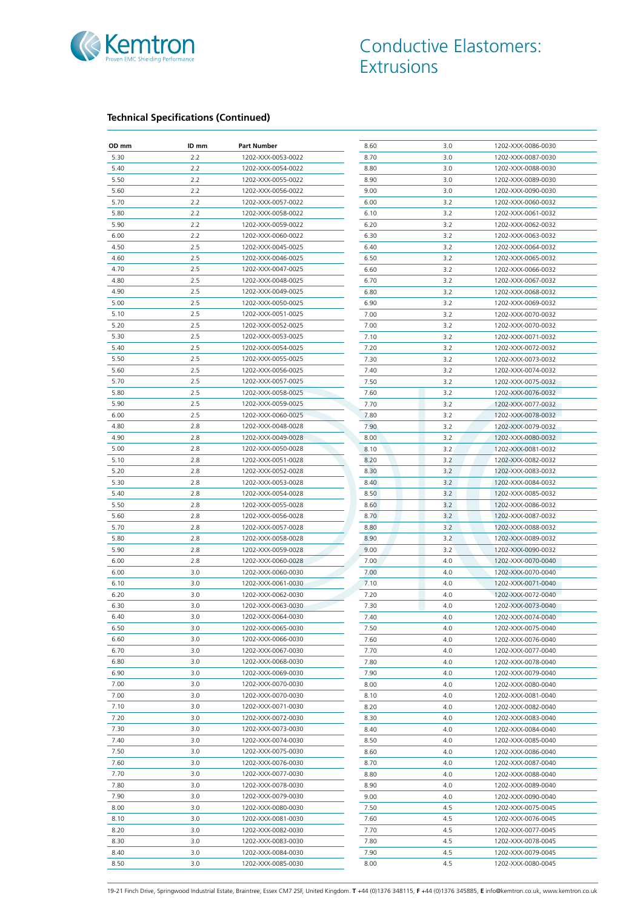# Conductive Elastomers: Extrusions

### Technical Specifications (Continued)

| OD mm | ID mm | Part Number |
|---|---|---|
| 5.30 | 2.2 | 1202-XXX-0053-0022 |
| 5.40 | 2.2 | 1202-XXX-0054-0022 |
| 5.50 | 2.2 | 1202-XXX-0055-0022 |
| 5.60 | 2.2 | 1202-XXX-0056-0022 |
| 5.70 | 2.2 | 1202-XXX-0057-0022 |
| 5.80 | 2.2 | 1202-XXX-0058-0022 |
| 5.90 | 2.2 | 1202-XXX-0059-0022 |
| 6.00 | 2.2 | 1202-XXX-0060-0022 |
| 4.50 | 2.5 | 1202-XXX-0045-0025 |
| 4.60 | 2.5 | 1202-XXX-0046-0025 |
| 4.70 | 2.5 | 1202-XXX-0047-0025 |
| 4.80 | 2.5 | 1202-XXX-0048-0025 |
| 4.90 | 2.5 | 1202-XXX-0049-0025 |
| 5.00 | 2.5 | 1202-XXX-0050-0025 |
| 5.10 | 2.5 | 1202-XXX-0051-0025 |
| 5.20 | 2.5 | 1202-XXX-0052-0025 |
| 5.30 | 2.5 | 1202-XXX-0053-0025 |
| 5.40 | 2.5 | 1202-XXX-0054-0025 |
| 5.50 | 2.5 | 1202-XXX-0055-0025 |
| 5.60 | 2.5 | 1202-XXX-0056-0025 |
| 5.70 | 2.5 | 1202-XXX-0057-0025 |
| 5.80 | 2.5 | 1202-XXX-0058-0025 |
| 5.90 | 2.5 | 1202-XXX-0059-0025 |
| 6.00 | 2.5 | 1202-XXX-0060-0025 |
| 4.80 | 2.8 | 1202-XXX-0048-0028 |
| 4.90 | 2.8 | 1202-XXX-0049-0028 |
| 5.00 | 2.8 | 1202-XXX-0050-0028 |
| 5.10 | 2.8 | 1202-XXX-0051-0028 |
| 5.20 | 2.8 | 1202-XXX-0052-0028 |
| 5.30 | 2.8 | 1202-XXX-0053-0028 |
| 5.40 | 2.8 | 1202-XXX-0054-0028 |
| 5.50 | 2.8 | 1202-XXX-0055-0028 |
| 5.60 | 2.8 | 1202-XXX-0056-0028 |
| 5.70 | 2.8 | 1202-XXX-0057-0028 |
| 5.80 | 2.8 | 1202-XXX-0058-0028 |
| 5.90 | 2.8 | 1202-XXX-0059-0028 |
| 6.00 | 2.8 | 1202-XXX-0060-0028 |
| 6.00 | 3.0 | 1202-XXX-0060-0030 |
| 6.10 | 3.0 | 1202-XXX-0061-0030 |
| 6.20 | 3.0 | 1202-XXX-0062-0030 |
| 6.30 | 3.0 | 1202-XXX-0063-0030 |
| 6.40 | 3.0 | 1202-XXX-0064-0030 |
| 6.50 | 3.0 | 1202-XXX-0065-0030 |
| 6.60 | 3.0 | 1202-XXX-0066-0030 |
| 6.70 | 3.0 | 1202-XXX-0067-0030 |
| 6.80 | 3.0 | 1202-XXX-0068-0030 |
| 6.90 | 3.0 | 1202-XXX-0069-0030 |
| 7.00 | 3.0 | 1202-XXX-0070-0030 |
| 7.00 | 3.0 | 1202-XXX-0070-0030 |
| 7.10 | 3.0 | 1202-XXX-0071-0030 |
| 7.20 | 3.0 | 1202-XXX-0072-0030 |
| 7.30 | 3.0 | 1202-XXX-0073-0030 |
| 7.40 | 3.0 | 1202-XXX-0074-0030 |
| 7.50 | 3.0 | 1202-XXX-0075-0030 |
| 7.60 | 3.0 | 1202-XXX-0076-0030 |
| 7.70 | 3.0 | 1202-XXX-0077-0030 |
| 7.80 | 3.0 | 1202-XXX-0078-0030 |
| 7.90 | 3.0 | 1202-XXX-0079-0030 |
| 8.00 | 3.0 | 1202-XXX-0080-0030 |
| 8.10 | 3.0 | 1202-XXX-0081-0030 |
| 8.20 | 3.0 | 1202-XXX-0082-0030 |
| 8.30 | 3.0 | 1202-XXX-0083-0030 |
| 8.40 | 3.0 | 1202-XXX-0084-0030 |
| 8.50 | 3.0 | 1202-XXX-0085-0030 |
| 8.60 | 3.0 | 1202-XXX-0086-0030 |
| 8.70 | 3.0 | 1202-XXX-0087-0030 |
| 8.80 | 3.0 | 1202-XXX-0088-0030 |
| 8.90 | 3.0 | 1202-XXX-0089-0030 |
| 9.00 | 3.0 | 1202-XXX-0090-0030 |
| 6.00 | 3.2 | 1202-XXX-0060-0032 |
| 6.10 | 3.2 | 1202-XXX-0061-0032 |
| 6.20 | 3.2 | 1202-XXX-0062-0032 |
| 6.30 | 3.2 | 1202-XXX-0063-0032 |
| 6.40 | 3.2 | 1202-XXX-0064-0032 |
| 6.50 | 3.2 | 1202-XXX-0065-0032 |
| 6.60 | 3.2 | 1202-XXX-0066-0032 |
| 6.70 | 3.2 | 1202-XXX-0067-0032 |
| 6.80 | 3.2 | 1202-XXX-0068-0032 |
| 6.90 | 3.2 | 1202-XXX-0069-0032 |
| 7.00 | 3.2 | 1202-XXX-0070-0032 |
| 7.00 | 3.2 | 1202-XXX-0070-0032 |
| 7.10 | 3.2 | 1202-XXX-0071-0032 |
| 7.20 | 3.2 | 1202-XXX-0072-0032 |
| 7.30 | 3.2 | 1202-XXX-0073-0032 |
| 7.40 | 3.2 | 1202-XXX-0074-0032 |
| 7.50 | 3.2 | 1202-XXX-0075-0032 |
| 7.60 | 3.2 | 1202-XXX-0076-0032 |
| 7.70 | 3.2 | 1202-XXX-0077-0032 |
| 7.80 | 3.2 | 1202-XXX-0078-0032 |
| 7.90 | 3.2 | 1202-XXX-0079-0032 |
| 8.00 | 3.2 | 1202-XXX-0080-0032 |
| 8.10 | 3.2 | 1202-XXX-0081-0032 |
| 8.20 | 3.2 | 1202-XXX-0082-0032 |
| 8.30 | 3.2 | 1202-XXX-0083-0032 |
| 8.40 | 3.2 | 1202-XXX-0084-0032 |
| 8.50 | 3.2 | 1202-XXX-0085-0032 |
| 8.60 | 3.2 | 1202-XXX-0086-0032 |
| 8.70 | 3.2 | 1202-XXX-0087-0032 |
| 8.80 | 3.2 | 1202-XXX-0088-0032 |
| 8.90 | 3.2 | 1202-XXX-0089-0032 |
| 9.00 | 3.2 | 1202-XXX-0090-0032 |
| 7.00 | 4.0 | 1202-XXX-0070-0040 |
| 7.00 | 4.0 | 1202-XXX-0070-0040 |
| 7.10 | 4.0 | 1202-XXX-0071-0040 |
| 7.20 | 4.0 | 1202-XXX-0072-0040 |
| 7.30 | 4.0 | 1202-XXX-0073-0040 |
| 7.40 | 4.0 | 1202-XXX-0074-0040 |
| 7.50 | 4.0 | 1202-XXX-0075-0040 |
| 7.60 | 4.0 | 1202-XXX-0076-0040 |
| 7.70 | 4.0 | 1202-XXX-0077-0040 |
| 7.80 | 4.0 | 1202-XXX-0078-0040 |
| 7.90 | 4.0 | 1202-XXX-0079-0040 |
| 8.00 | 4.0 | 1202-XXX-0080-0040 |
| 8.10 | 4.0 | 1202-XXX-0081-0040 |
| 8.20 | 4.0 | 1202-XXX-0082-0040 |
| 8.30 | 4.0 | 1202-XXX-0083-0040 |
| 8.40 | 4.0 | 1202-XXX-0084-0040 |
| 8.50 | 4.0 | 1202-XXX-0085-0040 |
| 8.60 | 4.0 | 1202-XXX-0086-0040 |
| 8.70 | 4.0 | 1202-XXX-0087-0040 |
| 8.80 | 4.0 | 1202-XXX-0088-0040 |
| 8.90 | 4.0 | 1202-XXX-0089-0040 |
| 9.00 | 4.0 | 1202-XXX-0090-0040 |
| 7.50 | 4.5 | 1202-XXX-0075-0045 |
| 7.60 | 4.5 | 1202-XXX-0076-0045 |
| 7.70 | 4.5 | 1202-XXX-0077-0045 |
| 7.80 | 4.5 | 1202-XXX-0078-0045 |
| 7.90 | 4.5 | 1202-XXX-0079-0045 |
| 8.00 | 4.5 | 1202-XXX-0080-0045 |

19-21 Finch Drive, Springwood Industrial Estate, Braintree, Essex CM7 2SF, United Kingdom. **T** +44 (0)1376 348115, **F** +44 (0)1376 345885, **E** info@kemtron.co.uk, www.kemtron.co.uk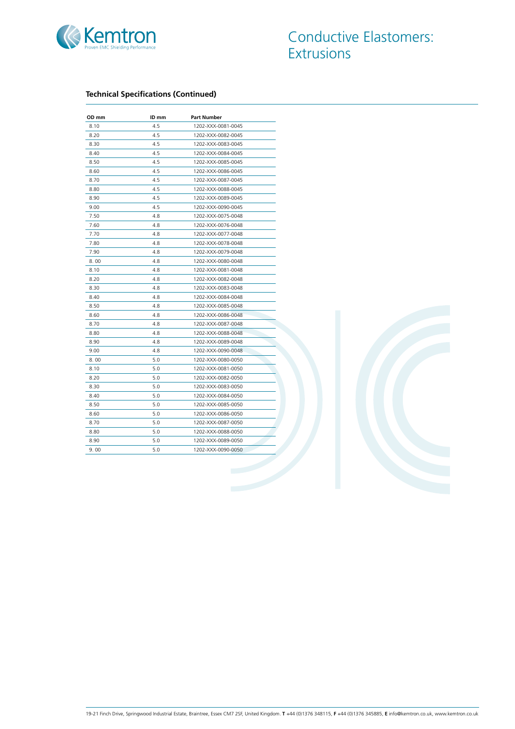# Conductive Elastomers: Extrusions

### Technical Specifications (Continued)

| OD mm | ID mm | Part Number |
|---|---|---|
| 8.10 | 4.5 | 1202-XXX-0081-0045 |
| 8.20 | 4.5 | 1202-XXX-0082-0045 |
| 8.30 | 4.5 | 1202-XXX-0083-0045 |
| 8.40 | 4.5 | 1202-XXX-0084-0045 |
| 8.50 | 4.5 | 1202-XXX-0085-0045 |
| 8.60 | 4.5 | 1202-XXX-0086-0045 |
| 8.70 | 4.5 | 1202-XXX-0087-0045 |
| 8.80 | 4.5 | 1202-XXX-0088-0045 |
| 8.90 | 4.5 | 1202-XXX-0089-0045 |
| 9.00 | 4.5 | 1202-XXX-0090-0045 |
| 7.50 | 4.8 | 1202-XXX-0075-0048 |
| 7.60 | 4.8 | 1202-XXX-0076-0048 |
| 7.70 | 4.8 | 1202-XXX-0077-0048 |
| 7.80 | 4.8 | 1202-XXX-0078-0048 |
| 7.90 | 4.8 | 1202-XXX-0079-0048 |
| 8. 00 | 4.8 | 1202-XXX-0080-0048 |
| 8.10 | 4.8 | 1202-XXX-0081-0048 |
| 8.20 | 4.8 | 1202-XXX-0082-0048 |
| 8.30 | 4.8 | 1202-XXX-0083-0048 |
| 8.40 | 4.8 | 1202-XXX-0084-0048 |
| 8.50 | 4.8 | 1202-XXX-0085-0048 |
| 8.60 | 4.8 | 1202-XXX-0086-0048 |
| 8.70 | 4.8 | 1202-XXX-0087-0048 |
| 8.80 | 4.8 | 1202-XXX-0088-0048 |
| 8.90 | 4.8 | 1202-XXX-0089-0048 |
| 9.00 | 4.8 | 1202-XXX-0090-0048 |
| 8. 00 | 5.0 | 1202-XXX-0080-0050 |
| 8.10 | 5.0 | 1202-XXX-0081-0050 |
| 8.20 | 5.0 | 1202-XXX-0082-0050 |
| 8.30 | 5.0 | 1202-XXX-0083-0050 |
| 8.40 | 5.0 | 1202-XXX-0084-0050 |
| 8.50 | 5.0 | 1202-XXX-0085-0050 |
| 8.60 | 5.0 | 1202-XXX-0086-0050 |
| 8.70 | 5.0 | 1202-XXX-0087-0050 |
| 8.80 | 5.0 | 1202-XXX-0088-0050 |
| 8.90 | 5.0 | 1202-XXX-0089-0050 |
| 9. 00 | 5.0 | 1202-XXX-0090-0050 |

19-21 Finch Drive, Springwood Industrial Estate, Braintree, Essex CM7 2SF, United Kingdom. **T** +44 (0)1376 348115, **F** +44 (0)1376 345885, **E** info@kemtron.co.uk, www.kemtron.co.uk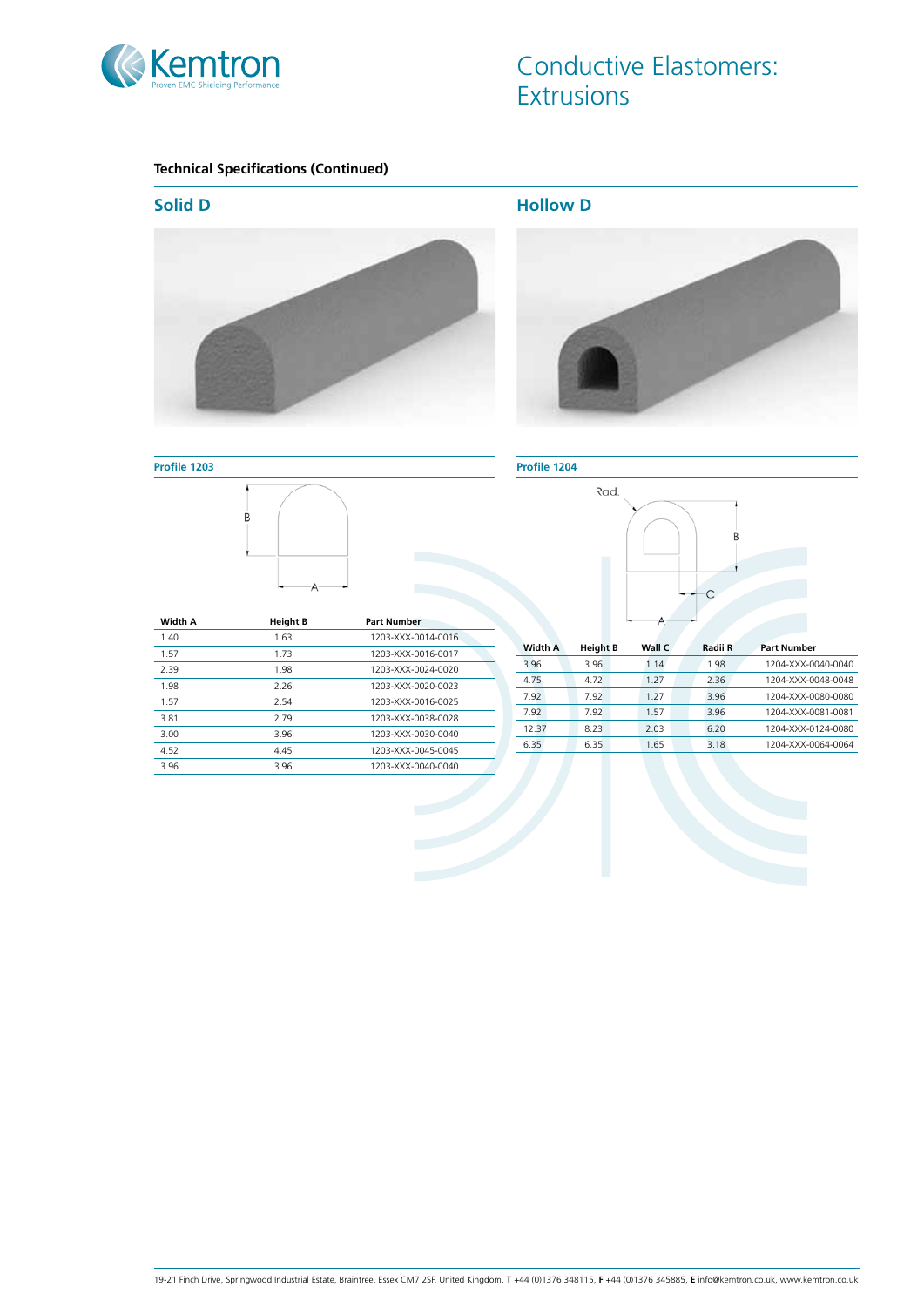# Conductive Elastomers: Extrusions

**Technical Specifications (Continued)**

## Solid D

### Profile 1203

| Width A | Height B | Part Number |
|---|---|---|
| 1.40 | 1.63 | 1203-XXX-0014-0016 |
| 1.57 | 1.73 | 1203-XXX-0016-0017 |
| 2.39 | 1.98 | 1203-XXX-0024-0020 |
| 1.98 | 2.26 | 1203-XXX-0020-0023 |
| 1.57 | 2.54 | 1203-XXX-0016-0025 |
| 3.81 | 2.79 | 1203-XXX-0038-0028 |
| 3.00 | 3.96 | 1203-XXX-0030-0040 |
| 4.52 | 4.45 | 1203-XXX-0045-0045 |
| 3.96 | 3.96 | 1203-XXX-0040-0040 |

## Hollow D

### Profile 1204

| Width A | Height B | Wall C | Radii R | Part Number |
|---|---|---|---|---|
| 3.96 | 3.96 | 1.14 | 1.98 | 1204-XXX-0040-0040 |
| 4.75 | 4.72 | 1.27 | 2.36 | 1204-XXX-0048-0048 |
| 7.92 | 7.92 | 1.27 | 3.96 | 1204-XXX-0080-0080 |
| 7.92 | 7.92 | 1.57 | 3.96 | 1204-XXX-0081-0081 |
| 12.37 | 8.23 | 2.03 | 6.20 | 1204-XXX-0124-0080 |
| 6.35 | 6.35 | 1.65 | 3.18 | 1204-XXX-0064-0064 |

19-21 Finch Drive, Springwood Industrial Estate, Braintree, Essex CM7 2SF, United Kingdom. **T** +44 (0)1376 348115, **F** +44 (0)1376 345885, **E** info@kemtron.co.uk, www.kemtron.co.uk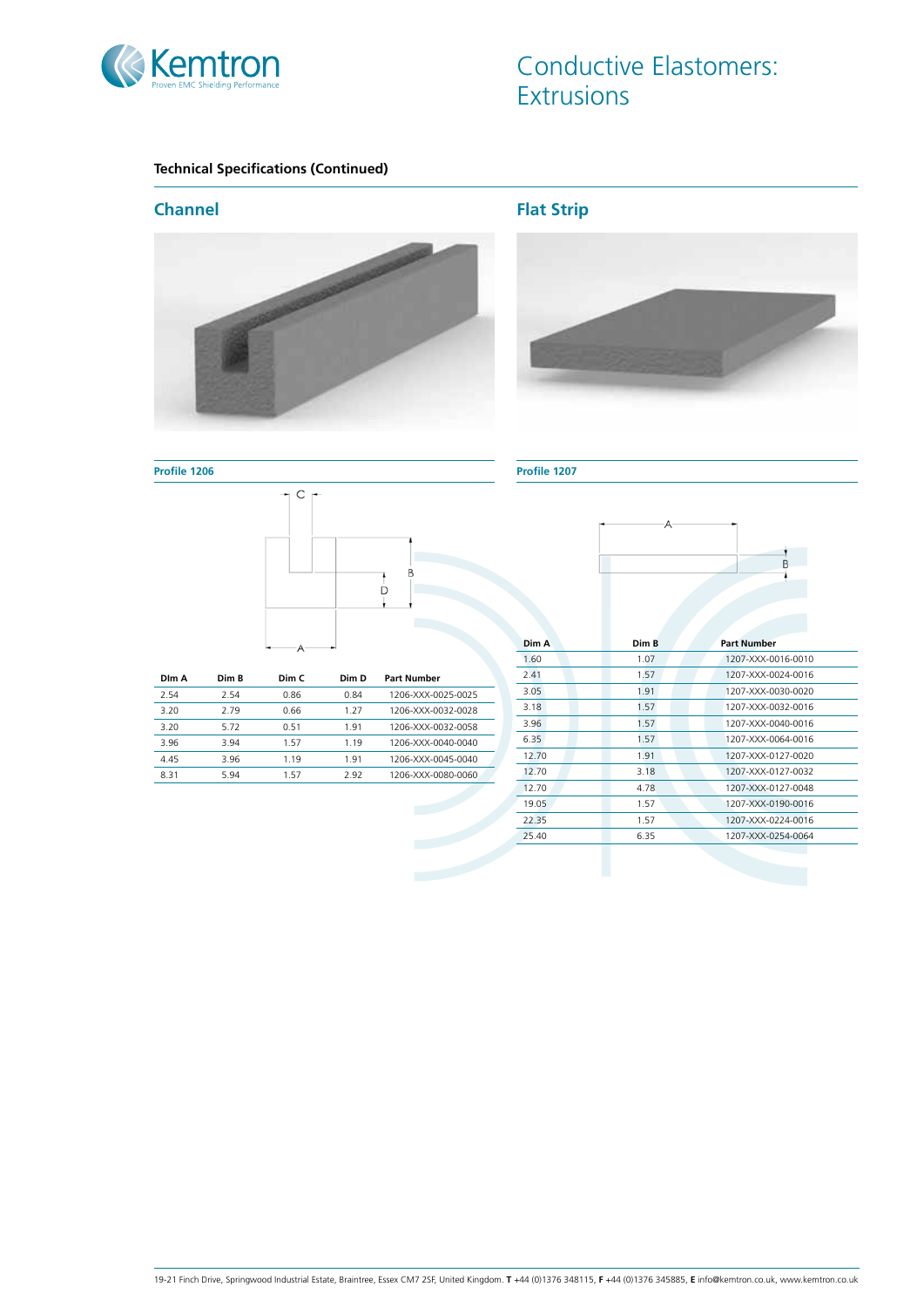# Conductive Elastomers: Extrusions

**Technical Specifications (Continued)**

## Channel

### Profile 1206

| Dim A | Dim B | Dim C | Dim D | Part Number |
|---|---|---|---|---|
| 2.54 | 2.54 | 0.86 | 0.84 | 1206-XXX-0025-0025 |
| 3.20 | 2.79 | 0.66 | 1.27 | 1206-XXX-0032-0028 |
| 3.20 | 5.72 | 0.51 | 1.91 | 1206-XXX-0032-0058 |
| 3.96 | 3.94 | 1.57 | 1.19 | 1206-XXX-0040-0040 |
| 4.45 | 3.96 | 1.19 | 1.91 | 1206-XXX-0045-0040 |
| 8.31 | 5.94 | 1.57 | 2.92 | 1206-XXX-0080-0060 |

## Flat Strip

### Profile 1207

| Dim A | Dim B | Part Number |
|---|---|---|
| 1.60 | 1.07 | 1207-XXX-0016-0010 |
| 2.41 | 1.57 | 1207-XXX-0024-0016 |
| 3.05 | 1.91 | 1207-XXX-0030-0020 |
| 3.18 | 1.57 | 1207-XXX-0032-0016 |
| 3.96 | 1.57 | 1207-XXX-0040-0016 |
| 6.35 | 1.57 | 1207-XXX-0064-0016 |
| 12.70 | 1.91 | 1207-XXX-0127-0020 |
| 12.70 | 3.18 | 1207-XXX-0127-0032 |
| 12.70 | 4.78 | 1207-XXX-0127-0048 |
| 19.05 | 1.57 | 1207-XXX-0190-0016 |
| 22.35 | 1.57 | 1207-XXX-0224-0016 |
| 25.40 | 6.35 | 1207-XXX-0254-0064 |

19-21 Finch Drive, Springwood Industrial Estate, Braintree, Essex CM7 2SF, United Kingdom. **T** +44 (0)1376 348115, **F** +44 (0)1376 345885, **E** info@kemtron.co.uk, www.kemtron.co.uk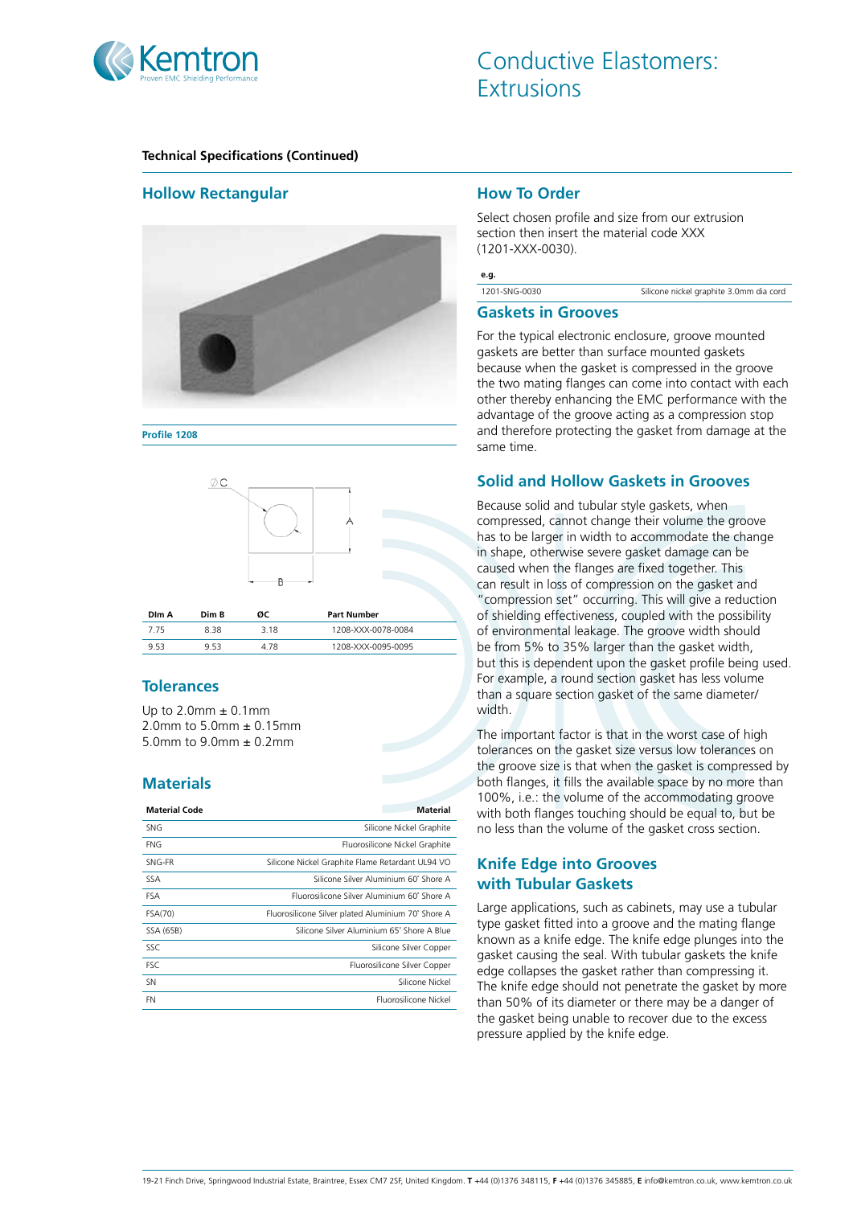# Conductive Elastomers: Extrusions

**Technical Specifications (Continued)**

## Hollow Rectangular

Profile 1208

| Dim A | Dim B | ØC | Part Number |
|---|---|---|---|
| 7.75 | 8.38 | 3.18 | 1208-XXX-0078-0084 |
| 9.53 | 9.53 | 4.78 | 1208-XXX-0095-0095 |

## Tolerances

Up to 2.0mm ± 0.1mm
2.0mm to 5.0mm ± 0.15mm
5.0mm to 9.0mm ± 0.2mm

## Materials

| Material Code | Material |
|---|---|
| SNG | Silicone Nickel Graphite |
| FNG | Fluorosilicone Nickel Graphite |
| SNG-FR | Silicone Nickel Graphite Flame Retardant UL94 VO |
| SSA | Silicone Silver Aluminium 60˚ Shore A |
| FSA | Fluorosilicone Silver Aluminium 60˚ Shore A |
| FSA(70) | Fluorosilicone Silver plated Aluminium 70˚ Shore A |
| SSA (65B) | Silicone Silver Aluminium 65˚ Shore A Blue |
| SSC | Silicone Silver Copper |
| FSC | Fluorosilicone Silver Copper |
| SN | Silicone Nickel |
| FN | Fluorosilicone Nickel |

## How To Order

Select chosen profile and size from our extrusion section then insert the material code XXX (1201-XXX-0030).

| e.g. | |
|---|---|
| 1201-SNG-0030 | Silicone nickel graphite 3.0mm dia cord |

## Gaskets in Grooves

For the typical electronic enclosure, groove mounted gaskets are better than surface mounted gaskets because when the gasket is compressed in the groove the two mating flanges can come into contact with each other thereby enhancing the EMC performance with the advantage of the groove acting as a compression stop and therefore protecting the gasket from damage at the same time.

## Solid and Hollow Gaskets in Grooves

Because solid and tubular style gaskets, when compressed, cannot change their volume the groove has to be larger in width to accommodate the change in shape, otherwise severe gasket damage can be caused when the flanges are fixed together. This can result in loss of compression on the gasket and "compression set" occurring. This will give a reduction of shielding effectiveness, coupled with the possibility of environmental leakage. The groove width should be from 5% to 35% larger than the gasket width, but this is dependent upon the gasket profile being used. For example, a round section gasket has less volume than a square section gasket of the same diameter/width.

The important factor is that in the worst case of high tolerances on the gasket size versus low tolerances on the groove size is that when the gasket is compressed by both flanges, it fills the available space by no more than 100%, i.e.: the volume of the accommodating groove with both flanges touching should be equal to, but be no less than the volume of the gasket cross section.

## Knife Edge into Grooves with Tubular Gaskets

Large applications, such as cabinets, may use a tubular type gasket fitted into a groove and the mating flange known as a knife edge. The knife edge plunges into the gasket causing the seal. With tubular gaskets the knife edge collapses the gasket rather than compressing it. The knife edge should not penetrate the gasket by more than 50% of its diameter or there may be a danger of the gasket being unable to recover due to the excess pressure applied by the knife edge.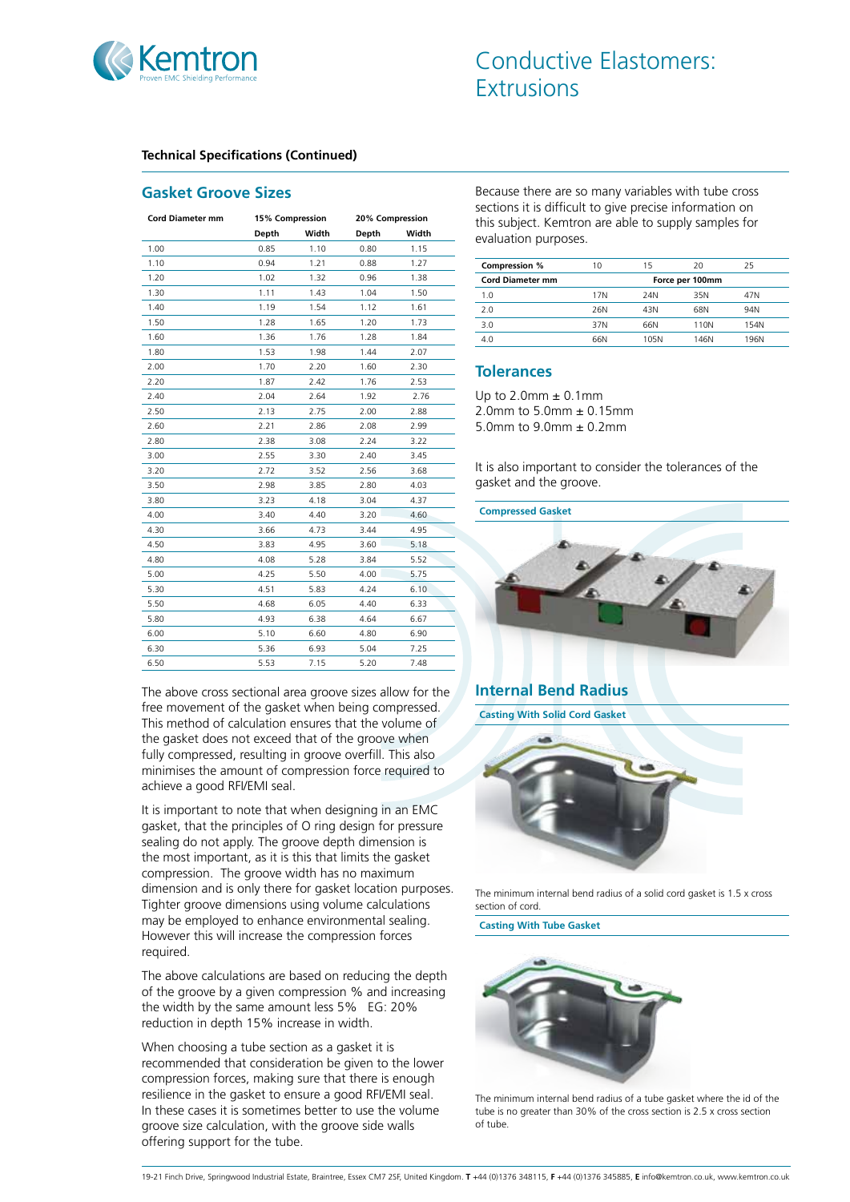# Conductive Elastomers: Extrusions

**Technical Specifications (Continued)**

## Gasket Groove Sizes

| Cord Diameter mm | 15% Compression | | 20% Compression | |
|---|---|---|---|---|
| | Depth | Width | Depth | Width |
| 1.00 | 0.85 | 1.10 | 0.80 | 1.15 |
| 1.10 | 0.94 | 1.21 | 0.88 | 1.27 |
| 1.20 | 1.02 | 1.32 | 0.96 | 1.38 |
| 1.30 | 1.11 | 1.43 | 1.04 | 1.50 |
| 1.40 | 1.19 | 1.54 | 1.12 | 1.61 |
| 1.50 | 1.28 | 1.65 | 1.20 | 1.73 |
| 1.60 | 1.36 | 1.76 | 1.28 | 1.84 |
| 1.80 | 1.53 | 1.98 | 1.44 | 2.07 |
| 2.00 | 1.70 | 2.20 | 1.60 | 2.30 |
| 2.20 | 1.87 | 2.42 | 1.76 | 2.53 |
| 2.40 | 2.04 | 2.64 | 1.92 | 2.76 |
| 2.50 | 2.13 | 2.75 | 2.00 | 2.88 |
| 2.60 | 2.21 | 2.86 | 2.08 | 2.99 |
| 2.80 | 2.38 | 3.08 | 2.24 | 3.22 |
| 3.00 | 2.55 | 3.30 | 2.40 | 3.45 |
| 3.20 | 2.72 | 3.52 | 2.56 | 3.68 |
| 3.50 | 2.98 | 3.85 | 2.80 | 4.03 |
| 3.80 | 3.23 | 4.18 | 3.04 | 4.37 |
| 4.00 | 3.40 | 4.40 | 3.20 | 4.60 |
| 4.30 | 3.66 | 4.73 | 3.44 | 4.95 |
| 4.50 | 3.83 | 4.95 | 3.60 | 5.18 |
| 4.80 | 4.08 | 5.28 | 3.84 | 5.52 |
| 5.00 | 4.25 | 5.50 | 4.00 | 5.75 |
| 5.30 | 4.51 | 5.83 | 4.24 | 6.10 |
| 5.50 | 4.68 | 6.05 | 4.40 | 6.33 |
| 5.80 | 4.93 | 6.38 | 4.64 | 6.67 |
| 6.00 | 5.10 | 6.60 | 4.80 | 6.90 |
| 6.30 | 5.36 | 6.93 | 5.04 | 7.25 |
| 6.50 | 5.53 | 7.15 | 5.20 | 7.48 |

The above cross sectional area groove sizes allow for the free movement of the gasket when being compressed. This method of calculation ensures that the volume of the gasket does not exceed that of the groove when fully compressed, resulting in groove overfill. This also minimises the amount of compression force required to achieve a good RFI/EMI seal.

It is important to note that when designing in an EMC gasket, that the principles of O ring design for pressure sealing do not apply. The groove depth dimension is the most important, as it is this that limits the gasket compression. The groove width has no maximum dimension and is only there for gasket location purposes. Tighter groove dimensions using volume calculations may be employed to enhance environmental sealing. However this will increase the compression forces required.

The above calculations are based on reducing the depth of the groove by a given compression % and increasing the width by the same amount less 5% EG: 20% reduction in depth 15% increase in width.

When choosing a tube section as a gasket it is recommended that consideration be given to the lower compression forces, making sure that there is enough resilience in the gasket to ensure a good RFI/EMI seal. In these cases it is sometimes better to use the volume groove size calculation, with the groove side walls offering support for the tube.

Because there are so many variables with tube cross sections it is difficult to give precise information on this subject. Kemtron are able to supply samples for evaluation purposes.

| Compression % | 10 | 15 | 20 | 25 |
|---|---|---|---|---|
| Cord Diameter mm | Force per 100mm | | | |
| 1.0 | 17N | 24N | 35N | 47N |
| 2.0 | 26N | 43N | 68N | 94N |
| 3.0 | 37N | 66N | 110N | 154N |
| 4.0 | 66N | 105N | 146N | 196N |

## Tolerances

Up to 2.0mm ± 0.1mm
2.0mm to 5.0mm ± 0.15mm
5.0mm to 9.0mm ± 0.2mm

It is also important to consider the tolerances of the gasket and the groove.

**Compressed Gasket**

## Internal Bend Radius

**Casting With Solid Cord Gasket**

The minimum internal bend radius of a solid cord gasket is 1.5 x cross section of cord.

**Casting With Tube Gasket**

The minimum internal bend radius of a tube gasket where the id of the tube is no greater than 30% of the cross section is 2.5 x cross section of tube.

19-21 Finch Drive, Springwood Industrial Estate, Braintree, Essex CM7 2SF, United Kingdom. **T** +44 (0)1376 348115, **F** +44 (0)1376 345885, **E** info@kemtron.co.uk, www.kemtron.co.uk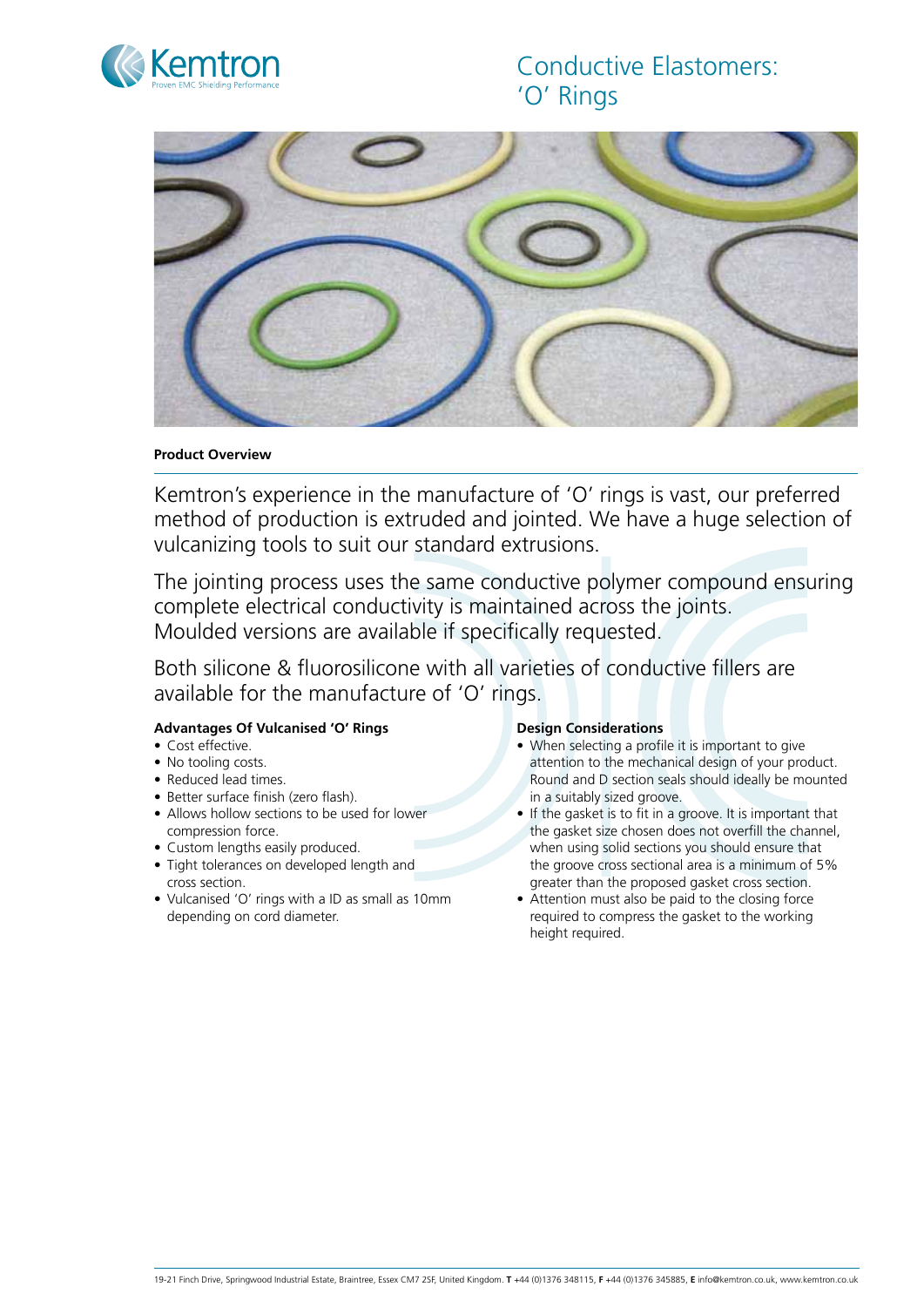# Conductive Elastomers: 'O' Rings

**Product Overview**

Kemtron's experience in the manufacture of 'O' rings is vast, our preferred method of production is extruded and jointed. We have a huge selection of vulcanizing tools to suit our standard extrusions.

The jointing process uses the same conductive polymer compound ensuring complete electrical conductivity is maintained across the joints. Moulded versions are available if specifically requested.

Both silicone & fluorosilicone with all varieties of conductive fillers are available for the manufacture of 'O' rings.

**Advantages Of Vulcanised 'O' Rings**

- Cost effective.
- No tooling costs.
- Reduced lead times.
- Better surface finish (zero flash).
- Allows hollow sections to be used for lower compression force.
- Custom lengths easily produced.
- Tight tolerances on developed length and cross section.
- Vulcanised 'O' rings with a ID as small as 10mm depending on cord diameter.

**Design Considerations**

- When selecting a profile it is important to give attention to the mechanical design of your product. Round and D section seals should ideally be mounted in a suitably sized groove.
- If the gasket is to fit in a groove. It is important that the gasket size chosen does not overfill the channel, when using solid sections you should ensure that the groove cross sectional area is a minimum of 5% greater than the proposed gasket cross section.
- Attention must also be paid to the closing force required to compress the gasket to the working height required.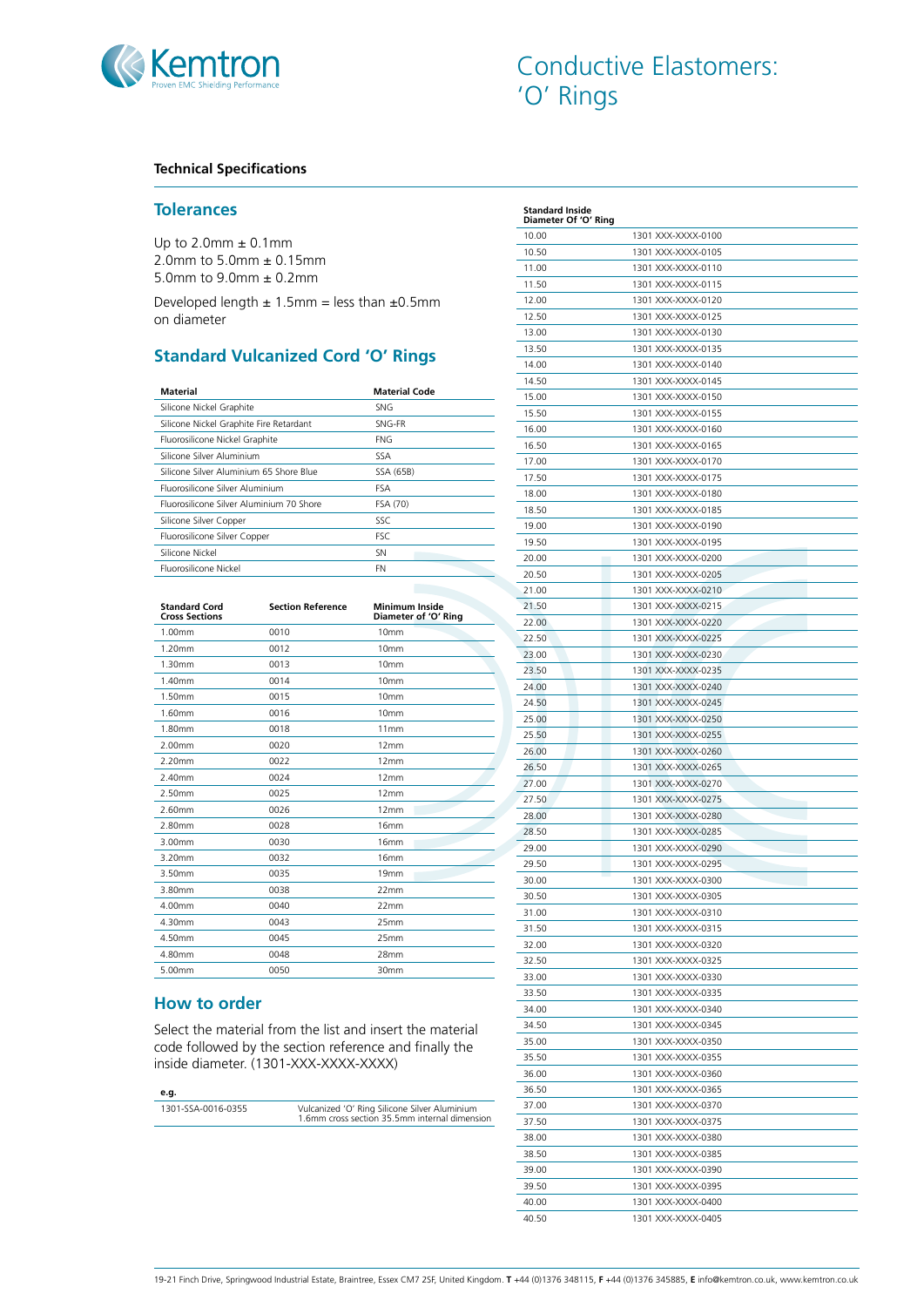# Conductive Elastomers: 'O' Rings

**Technical Specifications**

## Tolerances

Up to 2.0mm ± 0.1mm
2.0mm to 5.0mm ± 0.15mm
5.0mm to 9.0mm ± 0.2mm

Developed length ± 1.5mm = less than ±0.5mm on diameter

## Standard Vulcanized Cord 'O' Rings

| Material | Material Code |
|---|---|
| Silicone Nickel Graphite | SNG |
| Silicone Nickel Graphite Fire Retardant | SNG-FR |
| Fluorosilicone Nickel Graphite | FNG |
| Silicone Silver Aluminium | SSA |
| Silicone Silver Aluminium 65 Shore Blue | SSA (65B) |
| Fluorosilicone Silver Aluminium | FSA |
| Fluorosilicone Silver Aluminium 70 Shore | FSA (70) |
| Silicone Silver Copper | SSC |
| Fluorosilicone Silver Copper | FSC |
| Silicone Nickel | SN |
| Fluorosilicone Nickel | FN |

| Standard Cord Cross Sections | Section Reference | Minimum Inside Diameter of 'O' Ring |
|---|---|---|
| 1.00mm | 0010 | 10mm |
| 1.20mm | 0012 | 10mm |
| 1.30mm | 0013 | 10mm |
| 1.40mm | 0014 | 10mm |
| 1.50mm | 0015 | 10mm |
| 1.60mm | 0016 | 10mm |
| 1.80mm | 0018 | 11mm |
| 2.00mm | 0020 | 12mm |
| 2.20mm | 0022 | 12mm |
| 2.40mm | 0024 | 12mm |
| 2.50mm | 0025 | 12mm |
| 2.60mm | 0026 | 12mm |
| 2.80mm | 0028 | 16mm |
| 3.00mm | 0030 | 16mm |
| 3.20mm | 0032 | 16mm |
| 3.50mm | 0035 | 19mm |
| 3.80mm | 0038 | 22mm |
| 4.00mm | 0040 | 22mm |
| 4.30mm | 0043 | 25mm |
| 4.50mm | 0045 | 25mm |
| 4.80mm | 0048 | 28mm |
| 5.00mm | 0050 | 30mm |

## How to order

Select the material from the list and insert the material code followed by the section reference and finally the inside diameter. (1301-XXX-XXXX-XXXX)

| e.g. | |
|---|---|
| 1301-SSA-0016-0355 | Vulcanized 'O' Ring Silicone Silver Aluminium 1.6mm cross section 35.5mm internal dimension |

| Standard Inside Diameter Of 'O' Ring | |
|---|---|
| 10.00 | 1301 XXX-XXXX-0100 |
| 10.50 | 1301 XXX-XXXX-0105 |
| 11.00 | 1301 XXX-XXXX-0110 |
| 11.50 | 1301 XXX-XXXX-0115 |
| 12.00 | 1301 XXX-XXXX-0120 |
| 12.50 | 1301 XXX-XXXX-0125 |
| 13.00 | 1301 XXX-XXXX-0130 |
| 13.50 | 1301 XXX-XXXX-0135 |
| 14.00 | 1301 XXX-XXXX-0140 |
| 14.50 | 1301 XXX-XXXX-0145 |
| 15.00 | 1301 XXX-XXXX-0150 |
| 15.50 | 1301 XXX-XXXX-0155 |
| 16.00 | 1301 XXX-XXXX-0160 |
| 16.50 | 1301 XXX-XXXX-0165 |
| 17.00 | 1301 XXX-XXXX-0170 |
| 17.50 | 1301 XXX-XXXX-0175 |
| 18.00 | 1301 XXX-XXXX-0180 |
| 18.50 | 1301 XXX-XXXX-0185 |
| 19.00 | 1301 XXX-XXXX-0190 |
| 19.50 | 1301 XXX-XXXX-0195 |
| 20.00 | 1301 XXX-XXXX-0200 |
| 20.50 | 1301 XXX-XXXX-0205 |
| 21.00 | 1301 XXX-XXXX-0210 |
| 21.50 | 1301 XXX-XXXX-0215 |
| 22.00 | 1301 XXX-XXXX-0220 |
| 22.50 | 1301 XXX-XXXX-0225 |
| 23.00 | 1301 XXX-XXXX-0230 |
| 23.50 | 1301 XXX-XXXX-0235 |
| 24.00 | 1301 XXX-XXXX-0240 |
| 24.50 | 1301 XXX-XXXX-0245 |
| 25.00 | 1301 XXX-XXXX-0250 |
| 25.50 | 1301 XXX-XXXX-0255 |
| 26.00 | 1301 XXX-XXXX-0260 |
| 26.50 | 1301 XXX-XXXX-0265 |
| 27.00 | 1301 XXX-XXXX-0270 |
| 27.50 | 1301 XXX-XXXX-0275 |
| 28.00 | 1301 XXX-XXXX-0280 |
| 28.50 | 1301 XXX-XXXX-0285 |
| 29.00 | 1301 XXX-XXXX-0290 |
| 29.50 | 1301 XXX-XXXX-0295 |
| 30.00 | 1301 XXX-XXXX-0300 |
| 30.50 | 1301 XXX-XXXX-0305 |
| 31.00 | 1301 XXX-XXXX-0310 |
| 31.50 | 1301 XXX-XXXX-0315 |
| 32.00 | 1301 XXX-XXXX-0320 |
| 32.50 | 1301 XXX-XXXX-0325 |
| 33.00 | 1301 XXX-XXXX-0330 |
| 33.50 | 1301 XXX-XXXX-0335 |
| 34.00 | 1301 XXX-XXXX-0340 |
| 34.50 | 1301 XXX-XXXX-0345 |
| 35.00 | 1301 XXX-XXXX-0350 |
| 35.50 | 1301 XXX-XXXX-0355 |
| 36.00 | 1301 XXX-XXXX-0360 |
| 36.50 | 1301 XXX-XXXX-0365 |
| 37.00 | 1301 XXX-XXXX-0370 |
| 37.50 | 1301 XXX-XXXX-0375 |
| 38.00 | 1301 XXX-XXXX-0380 |
| 38.50 | 1301 XXX-XXXX-0385 |
| 39.00 | 1301 XXX-XXXX-0390 |
| 39.50 | 1301 XXX-XXXX-0395 |
| 40.00 | 1301 XXX-XXXX-0400 |
| 40.50 | 1301 XXX-XXXX-0405 |

19-21 Finch Drive, Springwood Industrial Estate, Braintree, Essex CM7 2SF, United Kingdom. **T** +44 (0)1376 348115, **F** +44 (0)1376 345885, **E** info@kemtron.co.uk, www.kemtron.co.uk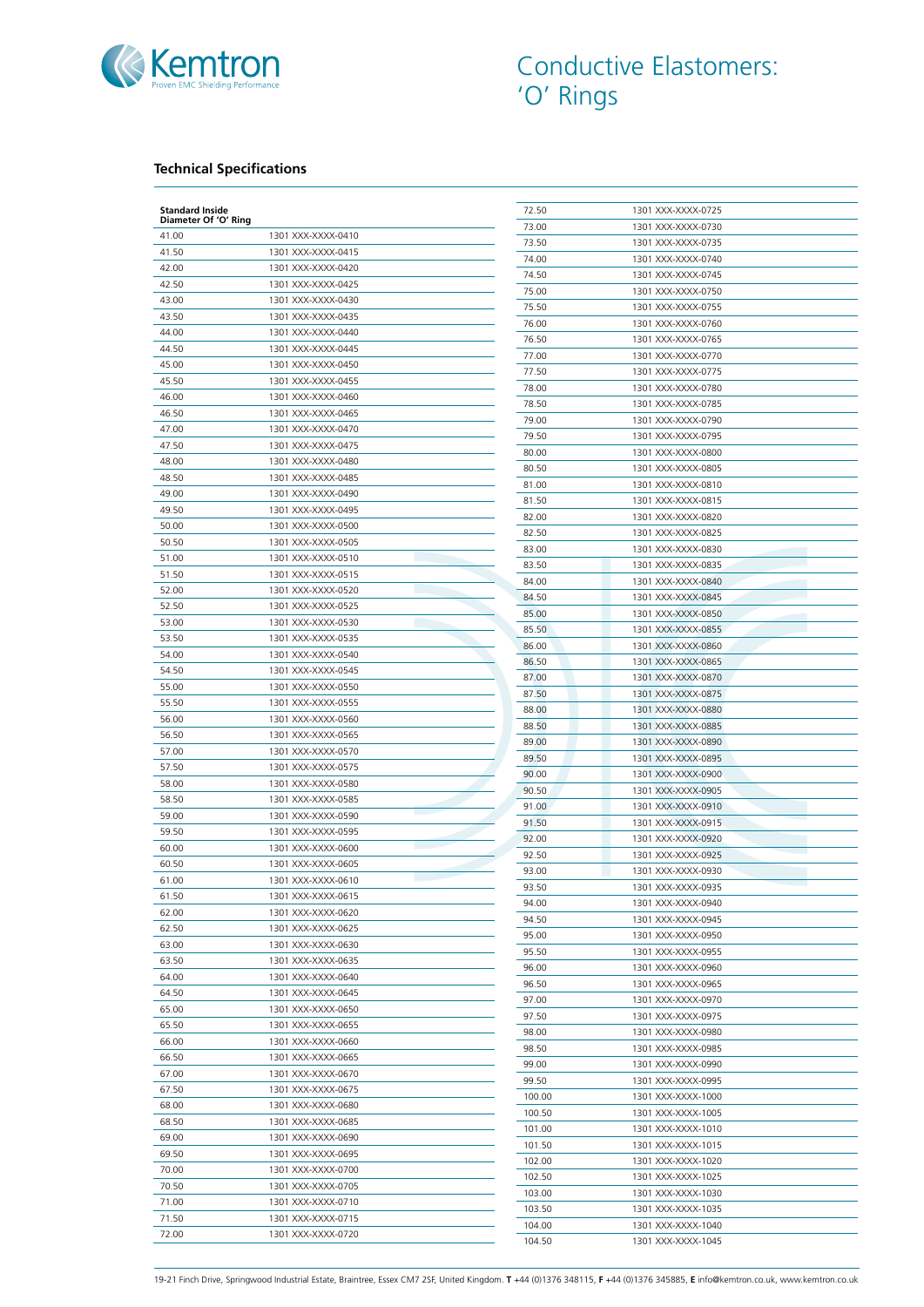# Conductive Elastomers: 'O' Rings

### Technical Specifications

| Standard Inside Diameter Of 'O' Ring | |
|---|---|
| 41.00 | 1301 XXX-XXXX-0410 |
| 41.50 | 1301 XXX-XXXX-0415 |
| 42.00 | 1301 XXX-XXXX-0420 |
| 42.50 | 1301 XXX-XXXX-0425 |
| 43.00 | 1301 XXX-XXXX-0430 |
| 43.50 | 1301 XXX-XXXX-0435 |
| 44.00 | 1301 XXX-XXXX-0440 |
| 44.50 | 1301 XXX-XXXX-0445 |
| 45.00 | 1301 XXX-XXXX-0450 |
| 45.50 | 1301 XXX-XXXX-0455 |
| 46.00 | 1301 XXX-XXXX-0460 |
| 46.50 | 1301 XXX-XXXX-0465 |
| 47.00 | 1301 XXX-XXXX-0470 |
| 47.50 | 1301 XXX-XXXX-0475 |
| 48.00 | 1301 XXX-XXXX-0480 |
| 48.50 | 1301 XXX-XXXX-0485 |
| 49.00 | 1301 XXX-XXXX-0490 |
| 49.50 | 1301 XXX-XXXX-0495 |
| 50.00 | 1301 XXX-XXXX-0500 |
| 50.50 | 1301 XXX-XXXX-0505 |
| 51.00 | 1301 XXX-XXXX-0510 |
| 51.50 | 1301 XXX-XXXX-0515 |
| 52.00 | 1301 XXX-XXXX-0520 |
| 52.50 | 1301 XXX-XXXX-0525 |
| 53.00 | 1301 XXX-XXXX-0530 |
| 53.50 | 1301 XXX-XXXX-0535 |
| 54.00 | 1301 XXX-XXXX-0540 |
| 54.50 | 1301 XXX-XXXX-0545 |
| 55.00 | 1301 XXX-XXXX-0550 |
| 55.50 | 1301 XXX-XXXX-0555 |
| 56.00 | 1301 XXX-XXXX-0560 |
| 56.50 | 1301 XXX-XXXX-0565 |
| 57.00 | 1301 XXX-XXXX-0570 |
| 57.50 | 1301 XXX-XXXX-0575 |
| 58.00 | 1301 XXX-XXXX-0580 |
| 58.50 | 1301 XXX-XXXX-0585 |
| 59.00 | 1301 XXX-XXXX-0590 |
| 59.50 | 1301 XXX-XXXX-0595 |
| 60.00 | 1301 XXX-XXXX-0600 |
| 60.50 | 1301 XXX-XXXX-0605 |
| 61.00 | 1301 XXX-XXXX-0610 |
| 61.50 | 1301 XXX-XXXX-0615 |
| 62.00 | 1301 XXX-XXXX-0620 |
| 62.50 | 1301 XXX-XXXX-0625 |
| 63.00 | 1301 XXX-XXXX-0630 |
| 63.50 | 1301 XXX-XXXX-0635 |
| 64.00 | 1301 XXX-XXXX-0640 |
| 64.50 | 1301 XXX-XXXX-0645 |
| 65.00 | 1301 XXX-XXXX-0650 |
| 65.50 | 1301 XXX-XXXX-0655 |
| 66.00 | 1301 XXX-XXXX-0660 |
| 66.50 | 1301 XXX-XXXX-0665 |
| 67.00 | 1301 XXX-XXXX-0670 |
| 67.50 | 1301 XXX-XXXX-0675 |
| 68.00 | 1301 XXX-XXXX-0680 |
| 68.50 | 1301 XXX-XXXX-0685 |
| 69.00 | 1301 XXX-XXXX-0690 |
| 69.50 | 1301 XXX-XXXX-0695 |
| 70.00 | 1301 XXX-XXXX-0700 |
| 70.50 | 1301 XXX-XXXX-0705 |
| 71.00 | 1301 XXX-XXXX-0710 |
| 71.50 | 1301 XXX-XXXX-0715 |
| 72.00 | 1301 XXX-XXXX-0720 |
| 72.50 | 1301 XXX-XXXX-0725 |
| 73.00 | 1301 XXX-XXXX-0730 |
| 73.50 | 1301 XXX-XXXX-0735 |
| 74.00 | 1301 XXX-XXXX-0740 |
| 74.50 | 1301 XXX-XXXX-0745 |
| 75.00 | 1301 XXX-XXXX-0750 |
| 75.50 | 1301 XXX-XXXX-0755 |
| 76.00 | 1301 XXX-XXXX-0760 |
| 76.50 | 1301 XXX-XXXX-0765 |
| 77.00 | 1301 XXX-XXXX-0770 |
| 77.50 | 1301 XXX-XXXX-0775 |
| 78.00 | 1301 XXX-XXXX-0780 |
| 78.50 | 1301 XXX-XXXX-0785 |
| 79.00 | 1301 XXX-XXXX-0790 |
| 79.50 | 1301 XXX-XXXX-0795 |
| 80.00 | 1301 XXX-XXXX-0800 |
| 80.50 | 1301 XXX-XXXX-0805 |
| 81.00 | 1301 XXX-XXXX-0810 |
| 81.50 | 1301 XXX-XXXX-0815 |
| 82.00 | 1301 XXX-XXXX-0820 |
| 82.50 | 1301 XXX-XXXX-0825 |
| 83.00 | 1301 XXX-XXXX-0830 |
| 83.50 | 1301 XXX-XXXX-0835 |
| 84.00 | 1301 XXX-XXXX-0840 |
| 84.50 | 1301 XXX-XXXX-0845 |
| 85.00 | 1301 XXX-XXXX-0850 |
| 85.50 | 1301 XXX-XXXX-0855 |
| 86.00 | 1301 XXX-XXXX-0860 |
| 86.50 | 1301 XXX-XXXX-0865 |
| 87.00 | 1301 XXX-XXXX-0870 |
| 87.50 | 1301 XXX-XXXX-0875 |
| 88.00 | 1301 XXX-XXXX-0880 |
| 88.50 | 1301 XXX-XXXX-0885 |
| 89.00 | 1301 XXX-XXXX-0890 |
| 89.50 | 1301 XXX-XXXX-0895 |
| 90.00 | 1301 XXX-XXXX-0900 |
| 90.50 | 1301 XXX-XXXX-0905 |
| 91.00 | 1301 XXX-XXXX-0910 |
| 91.50 | 1301 XXX-XXXX-0915 |
| 92.00 | 1301 XXX-XXXX-0920 |
| 92.50 | 1301 XXX-XXXX-0925 |
| 93.00 | 1301 XXX-XXXX-0930 |
| 93.50 | 1301 XXX-XXXX-0935 |
| 94.00 | 1301 XXX-XXXX-0940 |
| 94.50 | 1301 XXX-XXXX-0945 |
| 95.00 | 1301 XXX-XXXX-0950 |
| 95.50 | 1301 XXX-XXXX-0955 |
| 96.00 | 1301 XXX-XXXX-0960 |
| 96.50 | 1301 XXX-XXXX-0965 |
| 97.00 | 1301 XXX-XXXX-0970 |
| 97.50 | 1301 XXX-XXXX-0975 |
| 98.00 | 1301 XXX-XXXX-0980 |
| 98.50 | 1301 XXX-XXXX-0985 |
| 99.00 | 1301 XXX-XXXX-0990 |
| 99.50 | 1301 XXX-XXXX-0995 |
| 100.00 | 1301 XXX-XXXX-1000 |
| 100.50 | 1301 XXX-XXXX-1005 |
| 101.00 | 1301 XXX-XXXX-1010 |
| 101.50 | 1301 XXX-XXXX-1015 |
| 102.00 | 1301 XXX-XXXX-1020 |
| 102.50 | 1301 XXX-XXXX-1025 |
| 103.00 | 1301 XXX-XXXX-1030 |
| 103.50 | 1301 XXX-XXXX-1035 |
| 104.00 | 1301 XXX-XXXX-1040 |
| 104.50 | 1301 XXX-XXXX-1045 |

19-21 Finch Drive, Springwood Industrial Estate, Braintree, Essex CM7 2SF, United Kingdom. **T** +44 (0)1376 348115, **F** +44 (0)1376 345885, **E** info@kemtron.co.uk, www.kemtron.co.uk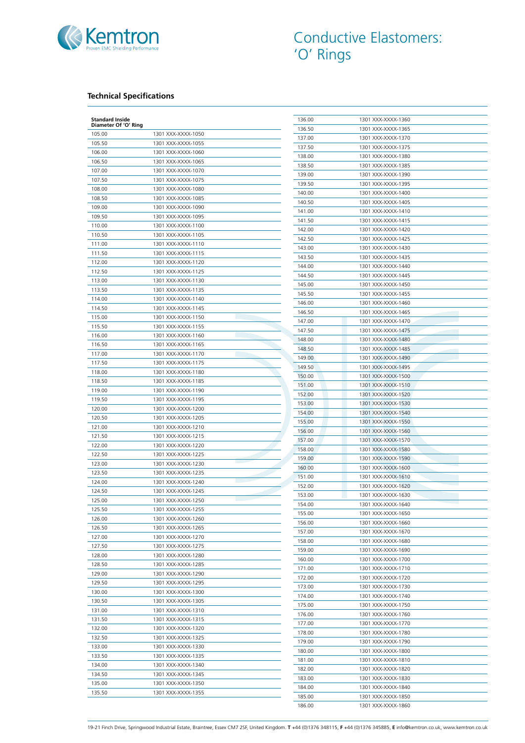# Conductive Elastomers: 'O' Rings

## Technical Specifications

| Standard Inside Diameter Of 'O' Ring | |
|---|---|
| 105.00 | 1301 XXX-XXXX-1050 |
| 105.50 | 1301 XXX-XXXX-1055 |
| 106.00 | 1301 XXX-XXXX-1060 |
| 106.50 | 1301 XXX-XXXX-1065 |
| 107.00 | 1301 XXX-XXXX-1070 |
| 107.50 | 1301 XXX-XXXX-1075 |
| 108.00 | 1301 XXX-XXXX-1080 |
| 108.50 | 1301 XXX-XXXX-1085 |
| 109.00 | 1301 XXX-XXXX-1090 |
| 109.50 | 1301 XXX-XXXX-1095 |
| 110.00 | 1301 XXX-XXXX-1100 |
| 110.50 | 1301 XXX-XXXX-1105 |
| 111.00 | 1301 XXX-XXXX-1110 |
| 111.50 | 1301 XXX-XXXX-1115 |
| 112.00 | 1301 XXX-XXXX-1120 |
| 112.50 | 1301 XXX-XXXX-1125 |
| 113.00 | 1301 XXX-XXXX-1130 |
| 113.50 | 1301 XXX-XXXX-1135 |
| 114.00 | 1301 XXX-XXXX-1140 |
| 114.50 | 1301 XXX-XXXX-1145 |
| 115.00 | 1301 XXX-XXXX-1150 |
| 115.50 | 1301 XXX-XXXX-1155 |
| 116.00 | 1301 XXX-XXXX-1160 |
| 116.50 | 1301 XXX-XXXX-1165 |
| 117.00 | 1301 XXX-XXXX-1170 |
| 117.50 | 1301 XXX-XXXX-1175 |
| 118.00 | 1301 XXX-XXXX-1180 |
| 118.50 | 1301 XXX-XXXX-1185 |
| 119.00 | 1301 XXX-XXXX-1190 |
| 119.50 | 1301 XXX-XXXX-1195 |
| 120.00 | 1301 XXX-XXXX-1200 |
| 120.50 | 1301 XXX-XXXX-1205 |
| 121.00 | 1301 XXX-XXXX-1210 |
| 121.50 | 1301 XXX-XXXX-1215 |
| 122.00 | 1301 XXX-XXXX-1220 |
| 122.50 | 1301 XXX-XXXX-1225 |
| 123.00 | 1301 XXX-XXXX-1230 |
| 123.50 | 1301 XXX-XXXX-1235 |
| 124.00 | 1301 XXX-XXXX-1240 |
| 124.50 | 1301 XXX-XXXX-1245 |
| 125.00 | 1301 XXX-XXXX-1250 |
| 125.50 | 1301 XXX-XXXX-1255 |
| 126.00 | 1301 XXX-XXXX-1260 |
| 126.50 | 1301 XXX-XXXX-1265 |
| 127.00 | 1301 XXX-XXXX-1270 |
| 127.50 | 1301 XXX-XXXX-1275 |
| 128.00 | 1301 XXX-XXXX-1280 |
| 128.50 | 1301 XXX-XXXX-1285 |
| 129.00 | 1301 XXX-XXXX-1290 |
| 129.50 | 1301 XXX-XXXX-1295 |
| 130.00 | 1301 XXX-XXXX-1300 |
| 130.50 | 1301 XXX-XXXX-1305 |
| 131.00 | 1301 XXX-XXXX-1310 |
| 131.50 | 1301 XXX-XXXX-1315 |
| 132.00 | 1301 XXX-XXXX-1320 |
| 132.50 | 1301 XXX-XXXX-1325 |
| 133.00 | 1301 XXX-XXXX-1330 |
| 133.50 | 1301 XXX-XXXX-1335 |
| 134.00 | 1301 XXX-XXXX-1340 |
| 134.50 | 1301 XXX-XXXX-1345 |
| 135.00 | 1301 XXX-XXXX-1350 |
| 135.50 | 1301 XXX-XXXX-1355 |
| 136.00 | 1301 XXX-XXXX-1360 |
| 136.50 | 1301 XXX-XXXX-1365 |
| 137.00 | 1301 XXX-XXXX-1370 |
| 137.50 | 1301 XXX-XXXX-1375 |
| 138.00 | 1301 XXX-XXXX-1380 |
| 138.50 | 1301 XXX-XXXX-1385 |
| 139.00 | 1301 XXX-XXXX-1390 |
| 139.50 | 1301 XXX-XXXX-1395 |
| 140.00 | 1301 XXX-XXXX-1400 |
| 140.50 | 1301 XXX-XXXX-1405 |
| 141.00 | 1301 XXX-XXXX-1410 |
| 141.50 | 1301 XXX-XXXX-1415 |
| 142.00 | 1301 XXX-XXXX-1420 |
| 142.50 | 1301 XXX-XXXX-1425 |
| 143.00 | 1301 XXX-XXXX-1430 |
| 143.50 | 1301 XXX-XXXX-1435 |
| 144.00 | 1301 XXX-XXXX-1440 |
| 144.50 | 1301 XXX-XXXX-1445 |
| 145.00 | 1301 XXX-XXXX-1450 |
| 145.50 | 1301 XXX-XXXX-1455 |
| 146.00 | 1301 XXX-XXXX-1460 |
| 146.50 | 1301 XXX-XXXX-1465 |
| 147.00 | 1301 XXX-XXXX-1470 |
| 147.50 | 1301 XXX-XXXX-1475 |
| 148.00 | 1301 XXX-XXXX-1480 |
| 148.50 | 1301 XXX-XXXX-1485 |
| 149.00 | 1301 XXX-XXXX-1490 |
| 149.50 | 1301 XXX-XXXX-1495 |
| 150.00 | 1301 XXX-XXXX-1500 |
| 151.00 | 1301 XXX-XXXX-1510 |
| 152.00 | 1301 XXX-XXXX-1520 |
| 153.00 | 1301 XXX-XXXX-1530 |
| 154.00 | 1301 XXX-XXXX-1540 |
| 155.00 | 1301 XXX-XXXX-1550 |
| 156.00 | 1301 XXX-XXXX-1560 |
| 157.00 | 1301 XXX-XXXX-1570 |
| 158.00 | 1301 XXX-XXXX-1580 |
| 159.00 | 1301 XXX-XXXX-1590 |
| 160.00 | 1301 XXX-XXXX-1600 |
| 151.00 | 1301 XXX-XXXX-1610 |
| 152.00 | 1301 XXX-XXXX-1620 |
| 153.00 | 1301 XXX-XXXX-1630 |
| 154.00 | 1301 XXX-XXXX-1640 |
| 155.00 | 1301 XXX-XXXX-1650 |
| 156.00 | 1301 XXX-XXXX-1660 |
| 157.00 | 1301 XXX-XXXX-1670 |
| 158.00 | 1301 XXX-XXXX-1680 |
| 159.00 | 1301 XXX-XXXX-1690 |
| 160.00 | 1301 XXX-XXXX-1700 |
| 171.00 | 1301 XXX-XXXX-1710 |
| 172.00 | 1301 XXX-XXXX-1720 |
| 173.00 | 1301 XXX-XXXX-1730 |
| 174.00 | 1301 XXX-XXXX-1740 |
| 175.00 | 1301 XXX-XXXX-1750 |
| 176.00 | 1301 XXX-XXXX-1760 |
| 177.00 | 1301 XXX-XXXX-1770 |
| 178.00 | 1301 XXX-XXXX-1780 |
| 179.00 | 1301 XXX-XXXX-1790 |
| 180.00 | 1301 XXX-XXXX-1800 |
| 181.00 | 1301 XXX-XXXX-1810 |
| 182.00 | 1301 XXX-XXXX-1820 |
| 183.00 | 1301 XXX-XXXX-1830 |
| 184.00 | 1301 XXX-XXXX-1840 |
| 185.00 | 1301 XXX-XXXX-1850 |
| 186.00 | 1301 XXX-XXXX-1860 |

19-21 Finch Drive, Springwood Industrial Estate, Braintree, Essex CM7 2SF, United Kingdom. **T** +44 (0)1376 348115, **F** +44 (0)1376 345885, **E** info@kemtron.co.uk, www.kemtron.co.uk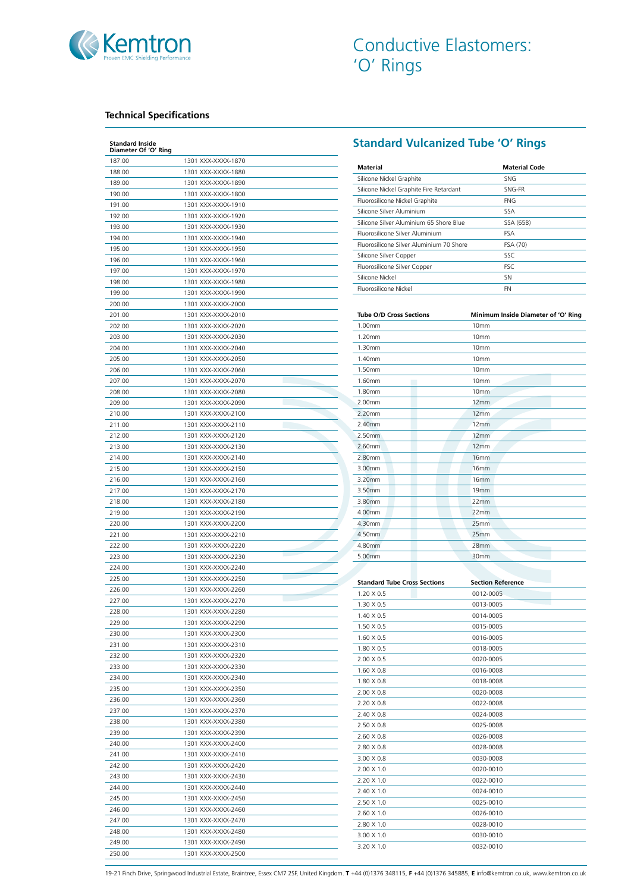# Conductive Elastomers: 'O' Rings

### Technical Specifications

| Standard Inside Diameter Of 'O' Ring | |
|---|---|
| 187.00 | 1301 XXX-XXXX-1870 |
| 188.00 | 1301 XXX-XXXX-1880 |
| 189.00 | 1301 XXX-XXXX-1890 |
| 190.00 | 1301 XXX-XXXX-1800 |
| 191.00 | 1301 XXX-XXXX-1910 |
| 192.00 | 1301 XXX-XXXX-1920 |
| 193.00 | 1301 XXX-XXXX-1930 |
| 194.00 | 1301 XXX-XXXX-1940 |
| 195.00 | 1301 XXX-XXXX-1950 |
| 196.00 | 1301 XXX-XXXX-1960 |
| 197.00 | 1301 XXX-XXXX-1970 |
| 198.00 | 1301 XXX-XXXX-1980 |
| 199.00 | 1301 XXX-XXXX-1990 |
| 200.00 | 1301 XXX-XXXX-2000 |
| 201.00 | 1301 XXX-XXXX-2010 |
| 202.00 | 1301 XXX-XXXX-2020 |
| 203.00 | 1301 XXX-XXXX-2030 |
| 204.00 | 1301 XXX-XXXX-2040 |
| 205.00 | 1301 XXX-XXXX-2050 |
| 206.00 | 1301 XXX-XXXX-2060 |
| 207.00 | 1301 XXX-XXXX-2070 |
| 208.00 | 1301 XXX-XXXX-2080 |
| 209.00 | 1301 XXX-XXXX-2090 |
| 210.00 | 1301 XXX-XXXX-2100 |
| 211.00 | 1301 XXX-XXXX-2110 |
| 212.00 | 1301 XXX-XXXX-2120 |
| 213.00 | 1301 XXX-XXXX-2130 |
| 214.00 | 1301 XXX-XXXX-2140 |
| 215.00 | 1301 XXX-XXXX-2150 |
| 216.00 | 1301 XXX-XXXX-2160 |
| 217.00 | 1301 XXX-XXXX-2170 |
| 218.00 | 1301 XXX-XXXX-2180 |
| 219.00 | 1301 XXX-XXXX-2190 |
| 220.00 | 1301 XXX-XXXX-2200 |
| 221.00 | 1301 XXX-XXXX-2210 |
| 222.00 | 1301 XXX-XXXX-2220 |
| 223.00 | 1301 XXX-XXXX-2230 |
| 224.00 | 1301 XXX-XXXX-2240 |
| 225.00 | 1301 XXX-XXXX-2250 |
| 226.00 | 1301 XXX-XXXX-2260 |
| 227.00 | 1301 XXX-XXXX-2270 |
| 228.00 | 1301 XXX-XXXX-2280 |
| 229.00 | 1301 XXX-XXXX-2290 |
| 230.00 | 1301 XXX-XXXX-2300 |
| 231.00 | 1301 XXX-XXXX-2310 |
| 232.00 | 1301 XXX-XXXX-2320 |
| 233.00 | 1301 XXX-XXXX-2330 |
| 234.00 | 1301 XXX-XXXX-2340 |
| 235.00 | 1301 XXX-XXXX-2350 |
| 236.00 | 1301 XXX-XXXX-2360 |
| 237.00 | 1301 XXX-XXXX-2370 |
| 238.00 | 1301 XXX-XXXX-2380 |
| 239.00 | 1301 XXX-XXXX-2390 |
| 240.00 | 1301 XXX-XXXX-2400 |
| 241.00 | 1301 XXX-XXXX-2410 |
| 242.00 | 1301 XXX-XXXX-2420 |
| 243.00 | 1301 XXX-XXXX-2430 |
| 244.00 | 1301 XXX-XXXX-2440 |
| 245.00 | 1301 XXX-XXXX-2450 |
| 246.00 | 1301 XXX-XXXX-2460 |
| 247.00 | 1301 XXX-XXXX-2470 |
| 248.00 | 1301 XXX-XXXX-2480 |
| 249.00 | 1301 XXX-XXXX-2490 |
| 250.00 | 1301 XXX-XXXX-2500 |

## Standard Vulcanized Tube 'O' Rings

| Material | Material Code |
|---|---|
| Silicone Nickel Graphite | SNG |
| Silicone Nickel Graphite Fire Retardant | SNG-FR |
| Fluorosilicone Nickel Graphite | FNG |
| Silicone Silver Aluminium | SSA |
| Silicone Silver Aluminium 65 Shore Blue | SSA (65B) |
| Fluorosilicone Silver Aluminium | FSA |
| Fluorosilicone Silver Aluminium 70 Shore | FSA (70) |
| Silicone Silver Copper | SSC |
| Fluorosilicone Silver Copper | FSC |
| Silicone Nickel | SN |
| Fluorosilicone Nickel | FN |

| Tube O/D Cross Sections | Minimum Inside Diameter of 'O' Ring |
|---|---|
| 1.00mm | 10mm |
| 1.20mm | 10mm |
| 1.30mm | 10mm |
| 1.40mm | 10mm |
| 1.50mm | 10mm |
| 1.60mm | 10mm |
| 1.80mm | 10mm |
| 2.00mm | 12mm |
| 2.20mm | 12mm |
| 2.40mm | 12mm |
| 2.50mm | 12mm |
| 2.60mm | 12mm |
| 2.80mm | 16mm |
| 3.00mm | 16mm |
| 3.20mm | 16mm |
| 3.50mm | 19mm |
| 3.80mm | 22mm |
| 4.00mm | 22mm |
| 4.30mm | 25mm |
| 4.50mm | 25mm |
| 4.80mm | 28mm |
| 5.00mm | 30mm |

| Standard Tube Cross Sections | Section Reference |
|---|---|
| 1.20 X 0.5 | 0012-0005 |
| 1.30 X 0.5 | 0013-0005 |
| 1.40 X 0.5 | 0014-0005 |
| 1.50 X 0.5 | 0015-0005 |
| 1.60 X 0.5 | 0016-0005 |
| 1.80 X 0.5 | 0018-0005 |
| 2.00 X 0.5 | 0020-0005 |
| 1.60 X 0.8 | 0016-0008 |
| 1.80 X 0.8 | 0018-0008 |
| 2.00 X 0.8 | 0020-0008 |
| 2.20 X 0.8 | 0022-0008 |
| 2.40 X 0.8 | 0024-0008 |
| 2.50 X 0.8 | 0025-0008 |
| 2.60 X 0.8 | 0026-0008 |
| 2.80 X 0.8 | 0028-0008 |
| 3.00 X 0.8 | 0030-0008 |
| 2.00 X 1.0 | 0020-0010 |
| 2.20 X 1.0 | 0022-0010 |
| 2.40 X 1.0 | 0024-0010 |
| 2.50 X 1.0 | 0025-0010 |
| 2.60 X 1.0 | 0026-0010 |
| 2.80 X 1.0 | 0028-0010 |
| 3.00 X 1.0 | 0030-0010 |
| 3.20 X 1.0 | 0032-0010 |

19-21 Finch Drive, Springwood Industrial Estate, Braintree, Essex CM7 2SF, United Kingdom. **T** +44 (0)1376 348115, **F** +44 (0)1376 345885, **E** info@kemtron.co.uk, www.kemtron.co.uk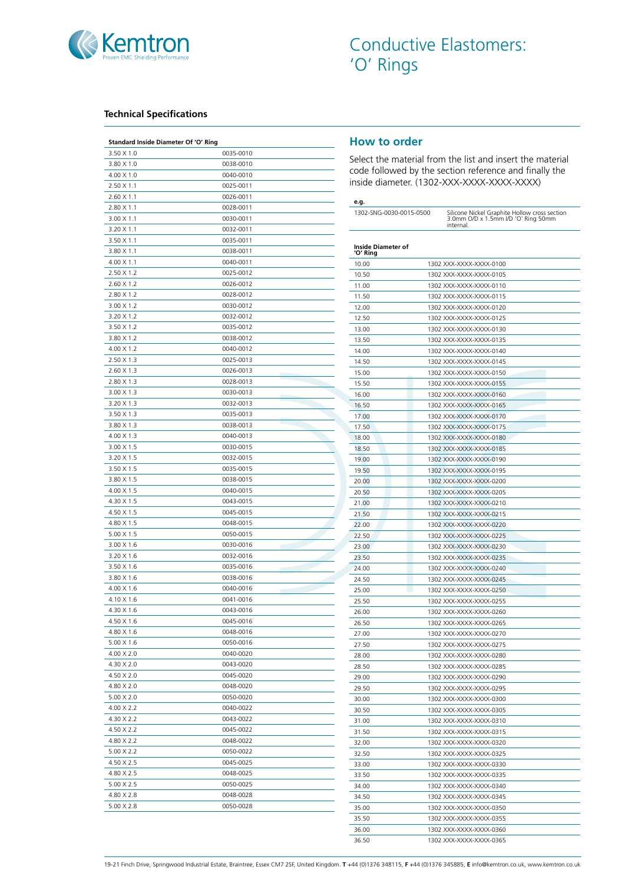# Conductive Elastomers: 'O' Rings

## Technical Specifications

| Standard Inside Diameter Of 'O' Ring | |
|---|---|
| 3.50 X 1.0 | 0035-0010 |
| 3.80 X 1.0 | 0038-0010 |
| 4.00 X 1.0 | 0040-0010 |
| 2.50 X 1.1 | 0025-0011 |
| 2.60 X 1.1 | 0026-0011 |
| 2.80 X 1.1 | 0028-0011 |
| 3.00 X 1.1 | 0030-0011 |
| 3.20 X 1.1 | 0032-0011 |
| 3.50 X 1.1 | 0035-0011 |
| 3.80 X 1.1 | 0038-0011 |
| 4.00 X 1.1 | 0040-0011 |
| 2.50 X 1.2 | 0025-0012 |
| 2.60 X 1.2 | 0026-0012 |
| 2.80 X 1.2 | 0028-0012 |
| 3.00 X 1.2 | 0030-0012 |
| 3.20 X 1.2 | 0032-0012 |
| 3.50 X 1.2 | 0035-0012 |
| 3.80 X 1.2 | 0038-0012 |
| 4.00 X 1.2 | 0040-0012 |
| 2.50 X 1.3 | 0025-0013 |
| 2.60 X 1.3 | 0026-0013 |
| 2.80 X 1.3 | 0028-0013 |
| 3.00 X 1.3 | 0030-0013 |
| 3.20 X 1.3 | 0032-0013 |
| 3.50 X 1.3 | 0035-0013 |
| 3.80 X 1.3 | 0038-0013 |
| 4.00 X 1.3 | 0040-0013 |
| 3.00 X 1.5 | 0030-0015 |
| 3.20 X 1.5 | 0032-0015 |
| 3.50 X 1.5 | 0035-0015 |
| 3.80 X 1.5 | 0038-0015 |
| 4.00 X 1.5 | 0040-0015 |
| 4.30 X 1.5 | 0043-0015 |
| 4.50 X 1.5 | 0045-0015 |
| 4.80 X 1.5 | 0048-0015 |
| 5.00 X 1.5 | 0050-0015 |
| 3.00 X 1.6 | 0030-0016 |
| 3.20 X 1.6 | 0032-0016 |
| 3.50 X 1.6 | 0035-0016 |
| 3.80 X 1.6 | 0038-0016 |
| 4.00 X 1.6 | 0040-0016 |
| 4.10 X 1.6 | 0041-0016 |
| 4.30 X 1.6 | 0043-0016 |
| 4.50 X 1.6 | 0045-0016 |
| 4.80 X 1.6 | 0048-0016 |
| 5.00 X 1.6 | 0050-0016 |
| 4.00 X 2.0 | 0040-0020 |
| 4.30 X 2.0 | 0043-0020 |
| 4.50 X 2.0 | 0045-0020 |
| 4.80 X 2.0 | 0048-0020 |
| 5.00 X 2.0 | 0050-0020 |
| 4.00 X 2.2 | 0040-0022 |
| 4.30 X 2.2 | 0043-0022 |
| 4.50 X 2.2 | 0045-0022 |
| 4.80 X 2.2 | 0048-0022 |
| 5.00 X 2.2 | 0050-0022 |
| 4.50 X 2.5 | 0045-0025 |
| 4.80 X 2.5 | 0048-0025 |
| 5.00 X 2.5 | 0050-0025 |
| 4.80 X 2.8 | 0048-0028 |
| 5.00 X 2.8 | 0050-0028 |

## How to order

Select the material from the list and insert the material code followed by the section reference and finally the inside diameter. (1302-XXX-XXXX-XXXX-XXXX)

| e.g. | |
|---|---|
| 1302-SNG-0030-0015-0500 | Silicone Nickel Graphite Hollow cross section 3.0mm O/D x 1.5mm I/D 'O' Ring 50mm internal. |

| Inside Diameter of 'O' Ring | |
|---|---|
| 10.00 | 1302 XXX-XXXX-XXXX-0100 |
| 10.50 | 1302 XXX-XXXX-XXXX-0105 |
| 11.00 | 1302 XXX-XXXX-XXXX-0110 |
| 11.50 | 1302 XXX-XXXX-XXXX-0115 |
| 12.00 | 1302 XXX-XXXX-XXXX-0120 |
| 12.50 | 1302 XXX-XXXX-XXXX-0125 |
| 13.00 | 1302 XXX-XXXX-XXXX-0130 |
| 13.50 | 1302 XXX-XXXX-XXXX-0135 |
| 14.00 | 1302 XXX-XXXX-XXXX-0140 |
| 14.50 | 1302 XXX-XXXX-XXXX-0145 |
| 15.00 | 1302 XXX-XXXX-XXXX-0150 |
| 15.50 | 1302 XXX-XXXX-XXXX-0155 |
| 16.00 | 1302 XXX-XXXX-XXXX-0160 |
| 16.50 | 1302 XXX-XXXX-XXXX-0165 |
| 17.00 | 1302 XXX-XXXX-XXXX-0170 |
| 17.50 | 1302 XXX-XXXX-XXXX-0175 |
| 18.00 | 1302 XXX-XXXX-XXXX-0180 |
| 18.50 | 1302 XXX-XXXX-XXXX-0185 |
| 19.00 | 1302 XXX-XXXX-XXXX-0190 |
| 19.50 | 1302 XXX-XXXX-XXXX-0195 |
| 20.00 | 1302 XXX-XXXX-XXXX-0200 |
| 20.50 | 1302 XXX-XXXX-XXXX-0205 |
| 21.00 | 1302 XXX-XXXX-XXXX-0210 |
| 21.50 | 1302 XXX-XXXX-XXXX-0215 |
| 22.00 | 1302 XXX-XXXX-XXXX-0220 |
| 22.50 | 1302 XXX-XXXX-XXXX-0225 |
| 23.00 | 1302 XXX-XXXX-XXXX-0230 |
| 23.50 | 1302 XXX-XXXX-XXXX-0235 |
| 24.00 | 1302 XXX-XXXX-XXXX-0240 |
| 24.50 | 1302 XXX-XXXX-XXXX-0245 |
| 25.00 | 1302 XXX-XXXX-XXXX-0250 |
| 25.50 | 1302 XXX-XXXX-XXXX-0255 |
| 26.00 | 1302 XXX-XXXX-XXXX-0260 |
| 26.50 | 1302 XXX-XXXX-XXXX-0265 |
| 27.00 | 1302 XXX-XXXX-XXXX-0270 |
| 27.50 | 1302 XXX-XXXX-XXXX-0275 |
| 28.00 | 1302 XXX-XXXX-XXXX-0280 |
| 28.50 | 1302 XXX-XXXX-XXXX-0285 |
| 29.00 | 1302 XXX-XXXX-XXXX-0290 |
| 29.50 | 1302 XXX-XXXX-XXXX-0295 |
| 30.00 | 1302 XXX-XXXX-XXXX-0300 |
| 30.50 | 1302 XXX-XXXX-XXXX-0305 |
| 31.00 | 1302 XXX-XXXX-XXXX-0310 |
| 31.50 | 1302 XXX-XXXX-XXXX-0315 |
| 32.00 | 1302 XXX-XXXX-XXXX-0320 |
| 32.50 | 1302 XXX-XXXX-XXXX-0325 |
| 33.00 | 1302 XXX-XXXX-XXXX-0330 |
| 33.50 | 1302 XXX-XXXX-XXXX-0335 |
| 34.00 | 1302 XXX-XXXX-XXXX-0340 |
| 34.50 | 1302 XXX-XXXX-XXXX-0345 |
| 35.00 | 1302 XXX-XXXX-XXXX-0350 |
| 35.50 | 1302 XXX-XXXX-XXXX-0355 |
| 36.00 | 1302 XXX-XXXX-XXXX-0360 |
| 36.50 | 1302 XXX-XXXX-XXXX-0365 |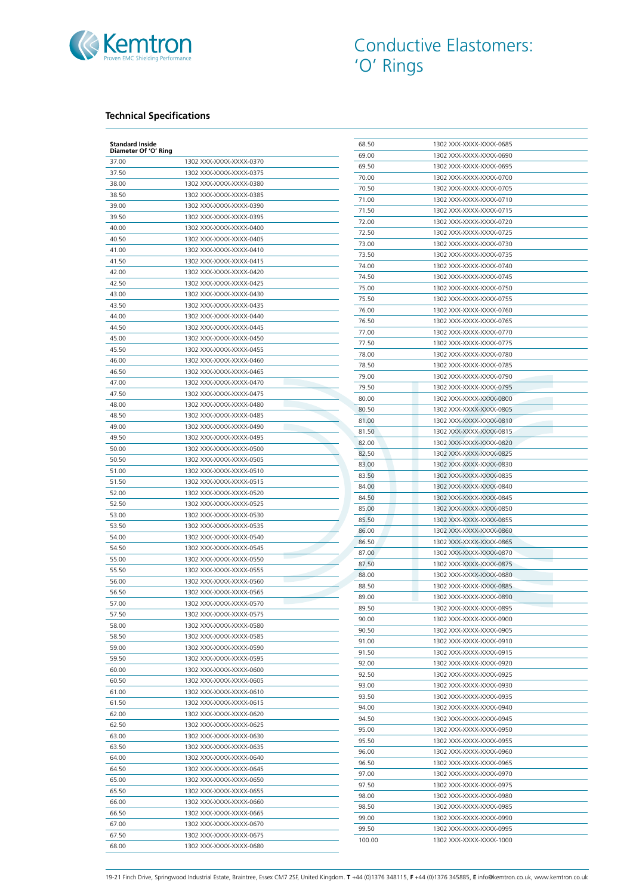# Conductive Elastomers: 'O' Rings

## Technical Specifications

| Standard Inside Diameter Of 'O' Ring | |
|---|---|
| 37.00 | 1302 XXX-XXXX-XXXX-0370 |
| 37.50 | 1302 XXX-XXXX-XXXX-0375 |
| 38.00 | 1302 XXX-XXXX-XXXX-0380 |
| 38.50 | 1302 XXX-XXXX-XXXX-0385 |
| 39.00 | 1302 XXX-XXXX-XXXX-0390 |
| 39.50 | 1302 XXX-XXXX-XXXX-0395 |
| 40.00 | 1302 XXX-XXXX-XXXX-0400 |
| 40.50 | 1302 XXX-XXXX-XXXX-0405 |
| 41.00 | 1302 XXX-XXXX-XXXX-0410 |
| 41.50 | 1302 XXX-XXXX-XXXX-0415 |
| 42.00 | 1302 XXX-XXXX-XXXX-0420 |
| 42.50 | 1302 XXX-XXXX-XXXX-0425 |
| 43.00 | 1302 XXX-XXXX-XXXX-0430 |
| 43.50 | 1302 XXX-XXXX-XXXX-0435 |
| 44.00 | 1302 XXX-XXXX-XXXX-0440 |
| 44.50 | 1302 XXX-XXXX-XXXX-0445 |
| 45.00 | 1302 XXX-XXXX-XXXX-0450 |
| 45.50 | 1302 XXX-XXXX-XXXX-0455 |
| 46.00 | 1302 XXX-XXXX-XXXX-0460 |
| 46.50 | 1302 XXX-XXXX-XXXX-0465 |
| 47.00 | 1302 XXX-XXXX-XXXX-0470 |
| 47.50 | 1302 XXX-XXXX-XXXX-0475 |
| 48.00 | 1302 XXX-XXXX-XXXX-0480 |
| 48.50 | 1302 XXX-XXXX-XXXX-0485 |
| 49.00 | 1302 XXX-XXXX-XXXX-0490 |
| 49.50 | 1302 XXX-XXXX-XXXX-0495 |
| 50.00 | 1302 XXX-XXXX-XXXX-0500 |
| 50.50 | 1302 XXX-XXXX-XXXX-0505 |
| 51.00 | 1302 XXX-XXXX-XXXX-0510 |
| 51.50 | 1302 XXX-XXXX-XXXX-0515 |
| 52.00 | 1302 XXX-XXXX-XXXX-0520 |
| 52.50 | 1302 XXX-XXXX-XXXX-0525 |
| 53.00 | 1302 XXX-XXXX-XXXX-0530 |
| 53.50 | 1302 XXX-XXXX-XXXX-0535 |
| 54.00 | 1302 XXX-XXXX-XXXX-0540 |
| 54.50 | 1302 XXX-XXXX-XXXX-0545 |
| 55.00 | 1302 XXX-XXXX-XXXX-0550 |
| 55.50 | 1302 XXX-XXXX-XXXX-0555 |
| 56.00 | 1302 XXX-XXXX-XXXX-0560 |
| 56.50 | 1302 XXX-XXXX-XXXX-0565 |
| 57.00 | 1302 XXX-XXXX-XXXX-0570 |
| 57.50 | 1302 XXX-XXXX-XXXX-0575 |
| 58.00 | 1302 XXX-XXXX-XXXX-0580 |
| 58.50 | 1302 XXX-XXXX-XXXX-0585 |
| 59.00 | 1302 XXX-XXXX-XXXX-0590 |
| 59.50 | 1302 XXX-XXXX-XXXX-0595 |
| 60.00 | 1302 XXX-XXXX-XXXX-0600 |
| 60.50 | 1302 XXX-XXXX-XXXX-0605 |
| 61.00 | 1302 XXX-XXXX-XXXX-0610 |
| 61.50 | 1302 XXX-XXXX-XXXX-0615 |
| 62.00 | 1302 XXX-XXXX-XXXX-0620 |
| 62.50 | 1302 XXX-XXXX-XXXX-0625 |
| 63.00 | 1302 XXX-XXXX-XXXX-0630 |
| 63.50 | 1302 XXX-XXXX-XXXX-0635 |
| 64.00 | 1302 XXX-XXXX-XXXX-0640 |
| 64.50 | 1302 XXX-XXXX-XXXX-0645 |
| 65.00 | 1302 XXX-XXXX-XXXX-0650 |
| 65.50 | 1302 XXX-XXXX-XXXX-0655 |
| 66.00 | 1302 XXX-XXXX-XXXX-0660 |
| 66.50 | 1302 XXX-XXXX-XXXX-0665 |
| 67.00 | 1302 XXX-XXXX-XXXX-0670 |
| 67.50 | 1302 XXX-XXXX-XXXX-0675 |
| 68.00 | 1302 XXX-XXXX-XXXX-0680 |
| 68.50 | 1302 XXX-XXXX-XXXX-0685 |
| 69.00 | 1302 XXX-XXXX-XXXX-0690 |
| 69.50 | 1302 XXX-XXXX-XXXX-0695 |
| 70.00 | 1302 XXX-XXXX-XXXX-0700 |
| 70.50 | 1302 XXX-XXXX-XXXX-0705 |
| 71.00 | 1302 XXX-XXXX-XXXX-0710 |
| 71.50 | 1302 XXX-XXXX-XXXX-0715 |
| 72.00 | 1302 XXX-XXXX-XXXX-0720 |
| 72.50 | 1302 XXX-XXXX-XXXX-0725 |
| 73.00 | 1302 XXX-XXXX-XXXX-0730 |
| 73.50 | 1302 XXX-XXXX-XXXX-0735 |
| 74.00 | 1302 XXX-XXXX-XXXX-0740 |
| 74.50 | 1302 XXX-XXXX-XXXX-0745 |
| 75.00 | 1302 XXX-XXXX-XXXX-0750 |
| 75.50 | 1302 XXX-XXXX-XXXX-0755 |
| 76.00 | 1302 XXX-XXXX-XXXX-0760 |
| 76.50 | 1302 XXX-XXXX-XXXX-0765 |
| 77.00 | 1302 XXX-XXXX-XXXX-0770 |
| 77.50 | 1302 XXX-XXXX-XXXX-0775 |
| 78.00 | 1302 XXX-XXXX-XXXX-0780 |
| 78.50 | 1302 XXX-XXXX-XXXX-0785 |
| 79.00 | 1302 XXX-XXXX-XXXX-0790 |
| 79.50 | 1302 XXX-XXXX-XXXX-0795 |
| 80.00 | 1302 XXX-XXXX-XXXX-0800 |
| 80.50 | 1302 XXX-XXXX-XXXX-0805 |
| 81.00 | 1302 XXX-XXXX-XXXX-0810 |
| 81.50 | 1302 XXX-XXXX-XXXX-0815 |
| 82.00 | 1302 XXX-XXXX-XXXX-0820 |
| 82.50 | 1302 XXX-XXXX-XXXX-0825 |
| 83.00 | 1302 XXX-XXXX-XXXX-0830 |
| 83.50 | 1302 XXX-XXXX-XXXX-0835 |
| 84.00 | 1302 XXX-XXXX-XXXX-0840 |
| 84.50 | 1302 XXX-XXXX-XXXX-0845 |
| 85.00 | 1302 XXX-XXXX-XXXX-0850 |
| 85.50 | 1302 XXX-XXXX-XXXX-0855 |
| 86.00 | 1302 XXX-XXXX-XXXX-0860 |
| 86.50 | 1302 XXX-XXXX-XXXX-0865 |
| 87.00 | 1302 XXX-XXXX-XXXX-0870 |
| 87.50 | 1302 XXX-XXXX-XXXX-0875 |
| 88.00 | 1302 XXX-XXXX-XXXX-0880 |
| 88.50 | 1302 XXX-XXXX-XXXX-0885 |
| 89.00 | 1302 XXX-XXXX-XXXX-0890 |
| 89.50 | 1302 XXX-XXXX-XXXX-0895 |
| 90.00 | 1302 XXX-XXXX-XXXX-0900 |
| 90.50 | 1302 XXX-XXXX-XXXX-0905 |
| 91.00 | 1302 XXX-XXXX-XXXX-0910 |
| 91.50 | 1302 XXX-XXXX-XXXX-0915 |
| 92.00 | 1302 XXX-XXXX-XXXX-0920 |
| 92.50 | 1302 XXX-XXXX-XXXX-0925 |
| 93.00 | 1302 XXX-XXXX-XXXX-0930 |
| 93.50 | 1302 XXX-XXXX-XXXX-0935 |
| 94.00 | 1302 XXX-XXXX-XXXX-0940 |
| 94.50 | 1302 XXX-XXXX-XXXX-0945 |
| 95.00 | 1302 XXX-XXXX-XXXX-0950 |
| 95.50 | 1302 XXX-XXXX-XXXX-0955 |
| 96.00 | 1302 XXX-XXXX-XXXX-0960 |
| 96.50 | 1302 XXX-XXXX-XXXX-0965 |
| 97.00 | 1302 XXX-XXXX-XXXX-0970 |
| 97.50 | 1302 XXX-XXXX-XXXX-0975 |
| 98.00 | 1302 XXX-XXXX-XXXX-0980 |
| 98.50 | 1302 XXX-XXXX-XXXX-0985 |
| 99.00 | 1302 XXX-XXXX-XXXX-0990 |
| 99.50 | 1302 XXX-XXXX-XXXX-0995 |
| 100.00 | 1302 XXX-XXXX-XXXX-1000 |

19-21 Finch Drive, Springwood Industrial Estate, Braintree, Essex CM7 2SF, United Kingdom. **T** +44 (0)1376 348115, **F** +44 (0)1376 345885, **E** info@kemtron.co.uk, www.kemtron.co.uk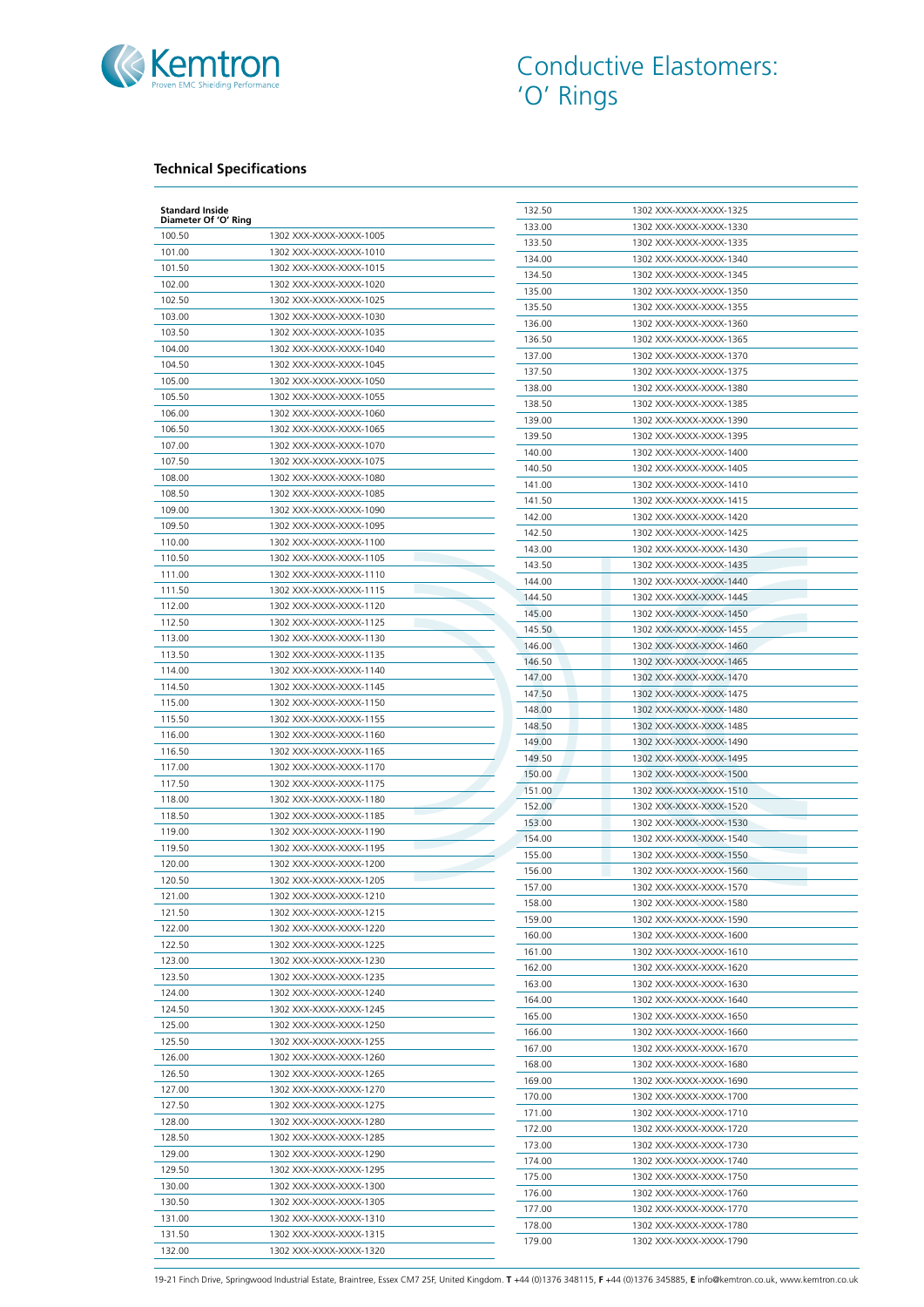# Conductive Elastomers: 'O' Rings

## Technical Specifications

| Standard Inside Diameter Of 'O' Ring | |
|---|---|
| 100.50 | 1302 XXX-XXXX-XXXX-1005 |
| 101.00 | 1302 XXX-XXXX-XXXX-1010 |
| 101.50 | 1302 XXX-XXXX-XXXX-1015 |
| 102.00 | 1302 XXX-XXXX-XXXX-1020 |
| 102.50 | 1302 XXX-XXXX-XXXX-1025 |
| 103.00 | 1302 XXX-XXXX-XXXX-1030 |
| 103.50 | 1302 XXX-XXXX-XXXX-1035 |
| 104.00 | 1302 XXX-XXXX-XXXX-1040 |
| 104.50 | 1302 XXX-XXXX-XXXX-1045 |
| 105.00 | 1302 XXX-XXXX-XXXX-1050 |
| 105.50 | 1302 XXX-XXXX-XXXX-1055 |
| 106.00 | 1302 XXX-XXXX-XXXX-1060 |
| 106.50 | 1302 XXX-XXXX-XXXX-1065 |
| 107.00 | 1302 XXX-XXXX-XXXX-1070 |
| 107.50 | 1302 XXX-XXXX-XXXX-1075 |
| 108.00 | 1302 XXX-XXXX-XXXX-1080 |
| 108.50 | 1302 XXX-XXXX-XXXX-1085 |
| 109.00 | 1302 XXX-XXXX-XXXX-1090 |
| 109.50 | 1302 XXX-XXXX-XXXX-1095 |
| 110.00 | 1302 XXX-XXXX-XXXX-1100 |
| 110.50 | 1302 XXX-XXXX-XXXX-1105 |
| 111.00 | 1302 XXX-XXXX-XXXX-1110 |
| 111.50 | 1302 XXX-XXXX-XXXX-1115 |
| 112.00 | 1302 XXX-XXXX-XXXX-1120 |
| 112.50 | 1302 XXX-XXXX-XXXX-1125 |
| 113.00 | 1302 XXX-XXXX-XXXX-1130 |
| 113.50 | 1302 XXX-XXXX-XXXX-1135 |
| 114.00 | 1302 XXX-XXXX-XXXX-1140 |
| 114.50 | 1302 XXX-XXXX-XXXX-1145 |
| 115.00 | 1302 XXX-XXXX-XXXX-1150 |
| 115.50 | 1302 XXX-XXXX-XXXX-1155 |
| 116.00 | 1302 XXX-XXXX-XXXX-1160 |
| 116.50 | 1302 XXX-XXXX-XXXX-1165 |
| 117.00 | 1302 XXX-XXXX-XXXX-1170 |
| 117.50 | 1302 XXX-XXXX-XXXX-1175 |
| 118.00 | 1302 XXX-XXXX-XXXX-1180 |
| 118.50 | 1302 XXX-XXXX-XXXX-1185 |
| 119.00 | 1302 XXX-XXXX-XXXX-1190 |
| 119.50 | 1302 XXX-XXXX-XXXX-1195 |
| 120.00 | 1302 XXX-XXXX-XXXX-1200 |
| 120.50 | 1302 XXX-XXXX-XXXX-1205 |
| 121.00 | 1302 XXX-XXXX-XXXX-1210 |
| 121.50 | 1302 XXX-XXXX-XXXX-1215 |
| 122.00 | 1302 XXX-XXXX-XXXX-1220 |
| 122.50 | 1302 XXX-XXXX-XXXX-1225 |
| 123.00 | 1302 XXX-XXXX-XXXX-1230 |
| 123.50 | 1302 XXX-XXXX-XXXX-1235 |
| 124.00 | 1302 XXX-XXXX-XXXX-1240 |
| 124.50 | 1302 XXX-XXXX-XXXX-1245 |
| 125.00 | 1302 XXX-XXXX-XXXX-1250 |
| 125.50 | 1302 XXX-XXXX-XXXX-1255 |
| 126.00 | 1302 XXX-XXXX-XXXX-1260 |
| 126.50 | 1302 XXX-XXXX-XXXX-1265 |
| 127.00 | 1302 XXX-XXXX-XXXX-1270 |
| 127.50 | 1302 XXX-XXXX-XXXX-1275 |
| 128.00 | 1302 XXX-XXXX-XXXX-1280 |
| 128.50 | 1302 XXX-XXXX-XXXX-1285 |
| 129.00 | 1302 XXX-XXXX-XXXX-1290 |
| 129.50 | 1302 XXX-XXXX-XXXX-1295 |
| 130.00 | 1302 XXX-XXXX-XXXX-1300 |
| 130.50 | 1302 XXX-XXXX-XXXX-1305 |
| 131.00 | 1302 XXX-XXXX-XXXX-1310 |
| 131.50 | 1302 XXX-XXXX-XXXX-1315 |
| 132.00 | 1302 XXX-XXXX-XXXX-1320 |
| 132.50 | 1302 XXX-XXXX-XXXX-1325 |
| 133.00 | 1302 XXX-XXXX-XXXX-1330 |
| 133.50 | 1302 XXX-XXXX-XXXX-1335 |
| 134.00 | 1302 XXX-XXXX-XXXX-1340 |
| 134.50 | 1302 XXX-XXXX-XXXX-1345 |
| 135.00 | 1302 XXX-XXXX-XXXX-1350 |
| 135.50 | 1302 XXX-XXXX-XXXX-1355 |
| 136.00 | 1302 XXX-XXXX-XXXX-1360 |
| 136.50 | 1302 XXX-XXXX-XXXX-1365 |
| 137.00 | 1302 XXX-XXXX-XXXX-1370 |
| 137.50 | 1302 XXX-XXXX-XXXX-1375 |
| 138.00 | 1302 XXX-XXXX-XXXX-1380 |
| 138.50 | 1302 XXX-XXXX-XXXX-1385 |
| 139.00 | 1302 XXX-XXXX-XXXX-1390 |
| 139.50 | 1302 XXX-XXXX-XXXX-1395 |
| 140.00 | 1302 XXX-XXXX-XXXX-1400 |
| 140.50 | 1302 XXX-XXXX-XXXX-1405 |
| 141.00 | 1302 XXX-XXXX-XXXX-1410 |
| 141.50 | 1302 XXX-XXXX-XXXX-1415 |
| 142.00 | 1302 XXX-XXXX-XXXX-1420 |
| 142.50 | 1302 XXX-XXXX-XXXX-1425 |
| 143.00 | 1302 XXX-XXXX-XXXX-1430 |
| 143.50 | 1302 XXX-XXXX-XXXX-1435 |
| 144.00 | 1302 XXX-XXXX-XXXX-1440 |
| 144.50 | 1302 XXX-XXXX-XXXX-1445 |
| 145.00 | 1302 XXX-XXXX-XXXX-1450 |
| 145.50 | 1302 XXX-XXXX-XXXX-1455 |
| 146.00 | 1302 XXX-XXXX-XXXX-1460 |
| 146.50 | 1302 XXX-XXXX-XXXX-1465 |
| 147.00 | 1302 XXX-XXXX-XXXX-1470 |
| 147.50 | 1302 XXX-XXXX-XXXX-1475 |
| 148.00 | 1302 XXX-XXXX-XXXX-1480 |
| 148.50 | 1302 XXX-XXXX-XXXX-1485 |
| 149.00 | 1302 XXX-XXXX-XXXX-1490 |
| 149.50 | 1302 XXX-XXXX-XXXX-1495 |
| 150.00 | 1302 XXX-XXXX-XXXX-1500 |
| 151.00 | 1302 XXX-XXXX-XXXX-1510 |
| 152.00 | 1302 XXX-XXXX-XXXX-1520 |
| 153.00 | 1302 XXX-XXXX-XXXX-1530 |
| 154.00 | 1302 XXX-XXXX-XXXX-1540 |
| 155.00 | 1302 XXX-XXXX-XXXX-1550 |
| 156.00 | 1302 XXX-XXXX-XXXX-1560 |
| 157.00 | 1302 XXX-XXXX-XXXX-1570 |
| 158.00 | 1302 XXX-XXXX-XXXX-1580 |
| 159.00 | 1302 XXX-XXXX-XXXX-1590 |
| 160.00 | 1302 XXX-XXXX-XXXX-1600 |
| 161.00 | 1302 XXX-XXXX-XXXX-1610 |
| 162.00 | 1302 XXX-XXXX-XXXX-1620 |
| 163.00 | 1302 XXX-XXXX-XXXX-1630 |
| 164.00 | 1302 XXX-XXXX-XXXX-1640 |
| 165.00 | 1302 XXX-XXXX-XXXX-1650 |
| 166.00 | 1302 XXX-XXXX-XXXX-1660 |
| 167.00 | 1302 XXX-XXXX-XXXX-1670 |
| 168.00 | 1302 XXX-XXXX-XXXX-1680 |
| 169.00 | 1302 XXX-XXXX-XXXX-1690 |
| 170.00 | 1302 XXX-XXXX-XXXX-1700 |
| 171.00 | 1302 XXX-XXXX-XXXX-1710 |
| 172.00 | 1302 XXX-XXXX-XXXX-1720 |
| 173.00 | 1302 XXX-XXXX-XXXX-1730 |
| 174.00 | 1302 XXX-XXXX-XXXX-1740 |
| 175.00 | 1302 XXX-XXXX-XXXX-1750 |
| 176.00 | 1302 XXX-XXXX-XXXX-1760 |
| 177.00 | 1302 XXX-XXXX-XXXX-1770 |
| 178.00 | 1302 XXX-XXXX-XXXX-1780 |
| 179.00 | 1302 XXX-XXXX-XXXX-1790 |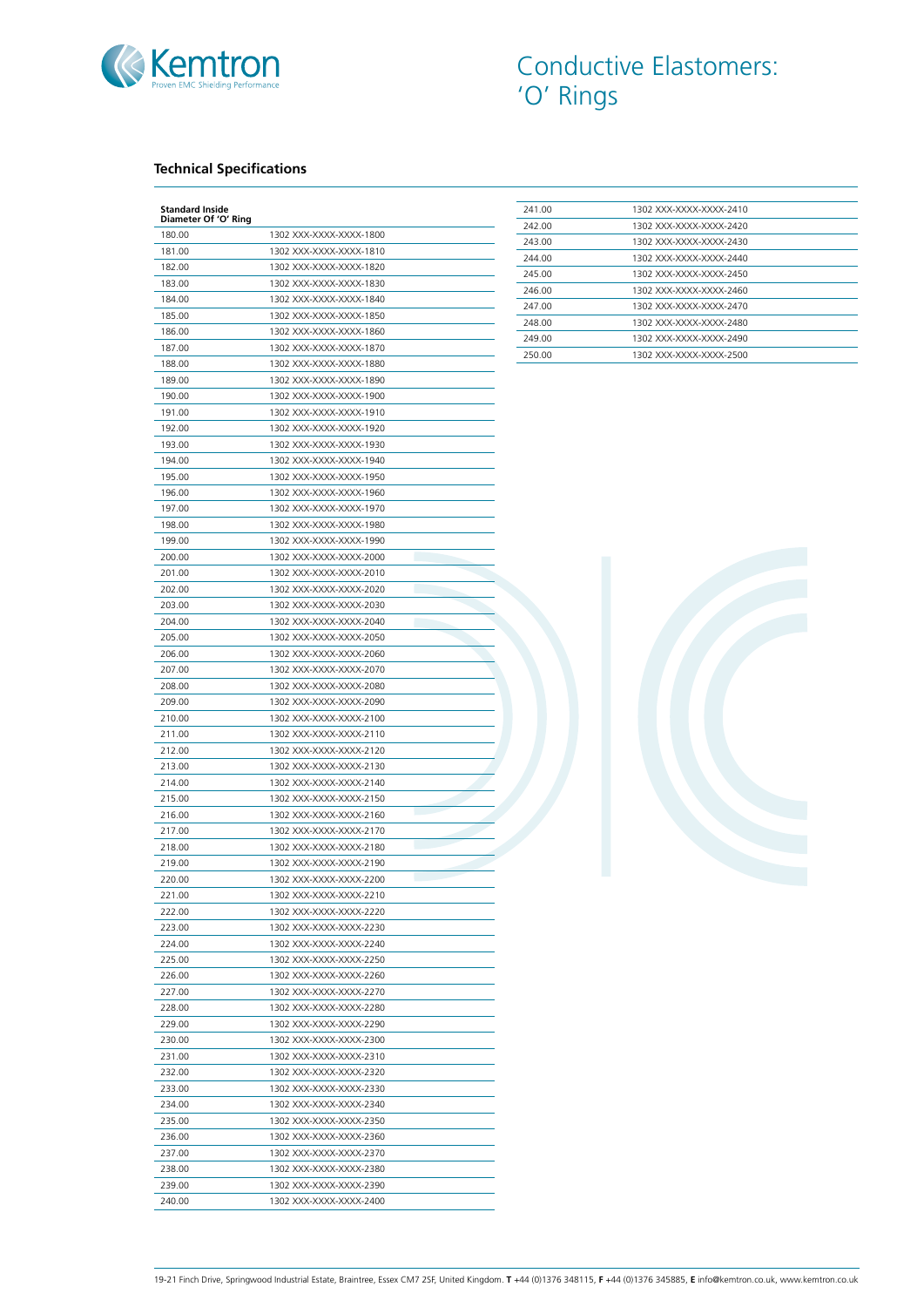# Conductive Elastomers: 'O' Rings

## Technical Specifications

| Standard Inside Diameter Of 'O' Ring | |
|---|---|
| 180.00 | 1302 XXX-XXXX-XXXX-1800 |
| 181.00 | 1302 XXX-XXXX-XXXX-1810 |
| 182.00 | 1302 XXX-XXXX-XXXX-1820 |
| 183.00 | 1302 XXX-XXXX-XXXX-1830 |
| 184.00 | 1302 XXX-XXXX-XXXX-1840 |
| 185.00 | 1302 XXX-XXXX-XXXX-1850 |
| 186.00 | 1302 XXX-XXXX-XXXX-1860 |
| 187.00 | 1302 XXX-XXXX-XXXX-1870 |
| 188.00 | 1302 XXX-XXXX-XXXX-1880 |
| 189.00 | 1302 XXX-XXXX-XXXX-1890 |
| 190.00 | 1302 XXX-XXXX-XXXX-1900 |
| 191.00 | 1302 XXX-XXXX-XXXX-1910 |
| 192.00 | 1302 XXX-XXXX-XXXX-1920 |
| 193.00 | 1302 XXX-XXXX-XXXX-1930 |
| 194.00 | 1302 XXX-XXXX-XXXX-1940 |
| 195.00 | 1302 XXX-XXXX-XXXX-1950 |
| 196.00 | 1302 XXX-XXXX-XXXX-1960 |
| 197.00 | 1302 XXX-XXXX-XXXX-1970 |
| 198.00 | 1302 XXX-XXXX-XXXX-1980 |
| 199.00 | 1302 XXX-XXXX-XXXX-1990 |
| 200.00 | 1302 XXX-XXXX-XXXX-2000 |
| 201.00 | 1302 XXX-XXXX-XXXX-2010 |
| 202.00 | 1302 XXX-XXXX-XXXX-2020 |
| 203.00 | 1302 XXX-XXXX-XXXX-2030 |
| 204.00 | 1302 XXX-XXXX-XXXX-2040 |
| 205.00 | 1302 XXX-XXXX-XXXX-2050 |
| 206.00 | 1302 XXX-XXXX-XXXX-2060 |
| 207.00 | 1302 XXX-XXXX-XXXX-2070 |
| 208.00 | 1302 XXX-XXXX-XXXX-2080 |
| 209.00 | 1302 XXX-XXXX-XXXX-2090 |
| 210.00 | 1302 XXX-XXXX-XXXX-2100 |
| 211.00 | 1302 XXX-XXXX-XXXX-2110 |
| 212.00 | 1302 XXX-XXXX-XXXX-2120 |
| 213.00 | 1302 XXX-XXXX-XXXX-2130 |
| 214.00 | 1302 XXX-XXXX-XXXX-2140 |
| 215.00 | 1302 XXX-XXXX-XXXX-2150 |
| 216.00 | 1302 XXX-XXXX-XXXX-2160 |
| 217.00 | 1302 XXX-XXXX-XXXX-2170 |
| 218.00 | 1302 XXX-XXXX-XXXX-2180 |
| 219.00 | 1302 XXX-XXXX-XXXX-2190 |
| 220.00 | 1302 XXX-XXXX-XXXX-2200 |
| 221.00 | 1302 XXX-XXXX-XXXX-2210 |
| 222.00 | 1302 XXX-XXXX-XXXX-2220 |
| 223.00 | 1302 XXX-XXXX-XXXX-2230 |
| 224.00 | 1302 XXX-XXXX-XXXX-2240 |
| 225.00 | 1302 XXX-XXXX-XXXX-2250 |
| 226.00 | 1302 XXX-XXXX-XXXX-2260 |
| 227.00 | 1302 XXX-XXXX-XXXX-2270 |
| 228.00 | 1302 XXX-XXXX-XXXX-2280 |
| 229.00 | 1302 XXX-XXXX-XXXX-2290 |
| 230.00 | 1302 XXX-XXXX-XXXX-2300 |
| 231.00 | 1302 XXX-XXXX-XXXX-2310 |
| 232.00 | 1302 XXX-XXXX-XXXX-2320 |
| 233.00 | 1302 XXX-XXXX-XXXX-2330 |
| 234.00 | 1302 XXX-XXXX-XXXX-2340 |
| 235.00 | 1302 XXX-XXXX-XXXX-2350 |
| 236.00 | 1302 XXX-XXXX-XXXX-2360 |
| 237.00 | 1302 XXX-XXXX-XXXX-2370 |
| 238.00 | 1302 XXX-XXXX-XXXX-2380 |
| 239.00 | 1302 XXX-XXXX-XXXX-2390 |
| 240.00 | 1302 XXX-XXXX-XXXX-2400 |
| 241.00 | 1302 XXX-XXXX-XXXX-2410 |
| 242.00 | 1302 XXX-XXXX-XXXX-2420 |
| 243.00 | 1302 XXX-XXXX-XXXX-2430 |
| 244.00 | 1302 XXX-XXXX-XXXX-2440 |
| 245.00 | 1302 XXX-XXXX-XXXX-2450 |
| 246.00 | 1302 XXX-XXXX-XXXX-2460 |
| 247.00 | 1302 XXX-XXXX-XXXX-2470 |
| 248.00 | 1302 XXX-XXXX-XXXX-2480 |
| 249.00 | 1302 XXX-XXXX-XXXX-2490 |
| 250.00 | 1302 XXX-XXXX-XXXX-2500 |

19-21 Finch Drive, Springwood Industrial Estate, Braintree, Essex CM7 2SF, United Kingdom. **T** +44 (0)1376 348115, **F** +44 (0)1376 345885, **E** info@kemtron.co.uk, www.kemtron.co.uk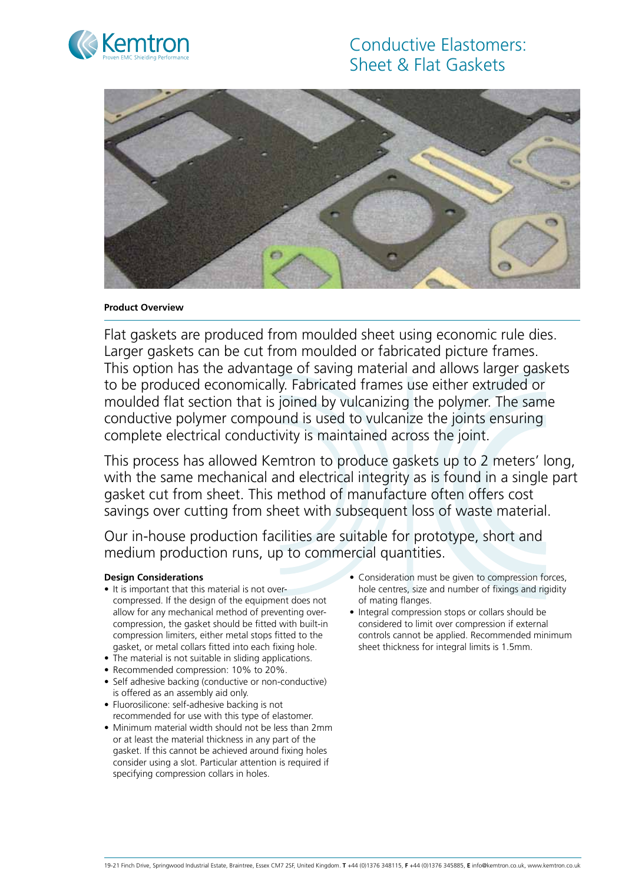# Conductive Elastomers: Sheet & Flat Gaskets

**Product Overview**

Flat gaskets are produced from moulded sheet using economic rule dies. Larger gaskets can be cut from moulded or fabricated picture frames. This option has the advantage of saving material and allows larger gaskets to be produced economically. Fabricated frames use either extruded or moulded flat section that is joined by vulcanizing the polymer. The same conductive polymer compound is used to vulcanize the joints ensuring complete electrical conductivity is maintained across the joint.

This process has allowed Kemtron to produce gaskets up to 2 meters' long, with the same mechanical and electrical integrity as is found in a single part gasket cut from sheet. This method of manufacture often offers cost savings over cutting from sheet with subsequent loss of waste material.

Our in-house production facilities are suitable for prototype, short and medium production runs, up to commercial quantities.

**Design Considerations**

- It is important that this material is not over-compressed. If the design of the equipment does not allow for any mechanical method of preventing over-compression, the gasket should be fitted with built-in compression limiters, either metal stops fitted to the gasket, or metal collars fitted into each fixing hole.
- The material is not suitable in sliding applications.
- Recommended compression: 10% to 20%.
- Self adhesive backing (conductive or non-conductive) is offered as an assembly aid only.
- Fluorosilicone: self-adhesive backing is not recommended for use with this type of elastomer.
- Minimum material width should not be less than 2mm or at least the material thickness in any part of the gasket. If this cannot be achieved around fixing holes consider using a slot. Particular attention is required if specifying compression collars in holes.
- Consideration must be given to compression forces, hole centres, size and number of fixings and rigidity of mating flanges.
- Integral compression stops or collars should be considered to limit over compression if external controls cannot be applied. Recommended minimum sheet thickness for integral limits is 1.5mm.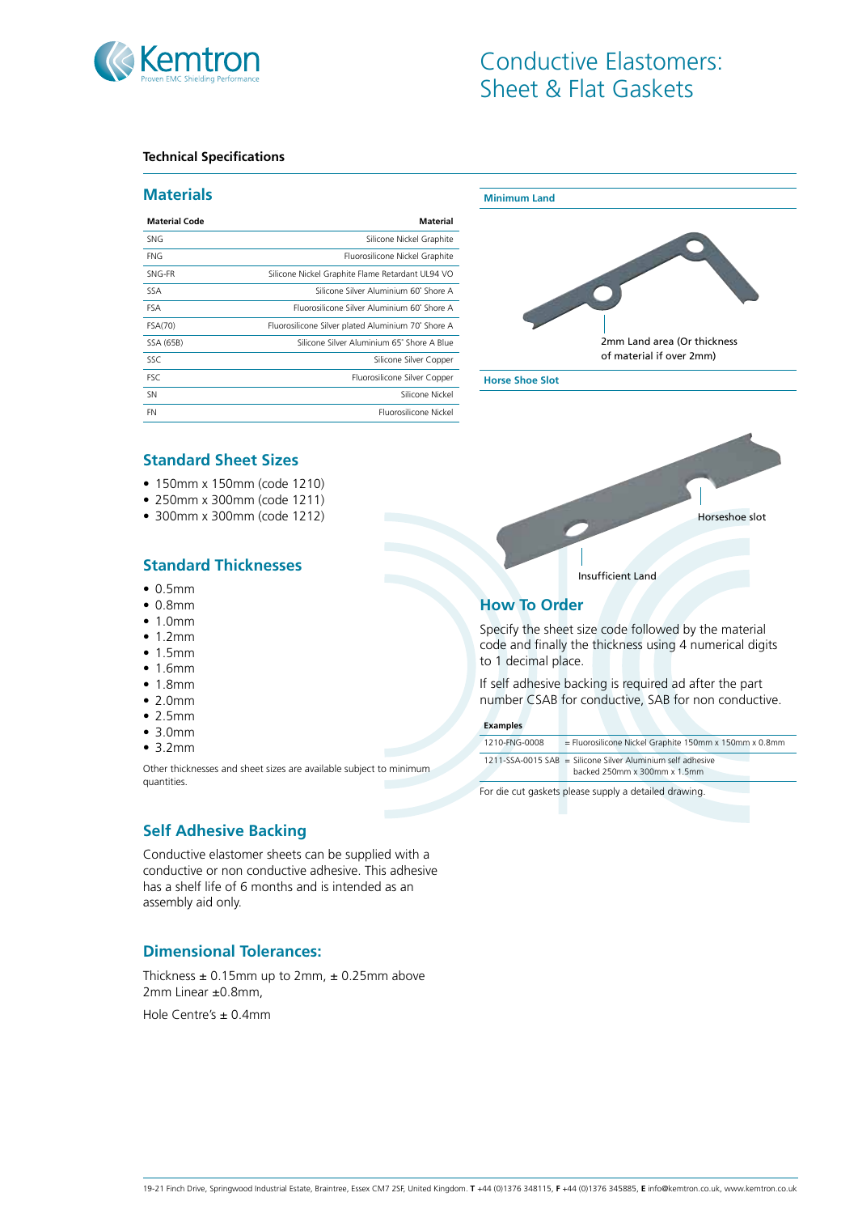# Conductive Elastomers: Sheet & Flat Gaskets

**Technical Specifications**

## Materials

| Material Code | Material |
|---|---|
| SNG | Silicone Nickel Graphite |
| FNG | Fluorosilicone Nickel Graphite |
| SNG-FR | Silicone Nickel Graphite Flame Retardant UL94 VO |
| SSA | Silicone Silver Aluminium 60˚ Shore A |
| FSA | Fluorosilicone Silver Aluminium 60˚ Shore A |
| FSA(70) | Fluorosilicone Silver plated Aluminium 70˚ Shore A |
| SSA (65B) | Silicone Silver Aluminium 65˚ Shore A Blue |
| SSC | Silicone Silver Copper |
| FSC | Fluorosilicone Silver Copper |
| SN | Silicone Nickel |
| FN | Fluorosilicone Nickel |

## Standard Sheet Sizes

- 150mm x 150mm (code 1210)
- 250mm x 300mm (code 1211)
- 300mm x 300mm (code 1212)

## Standard Thicknesses

- 0.5mm
- 0.8mm
- 1.0mm
- 1.2mm
- 1.5mm
- 1.6mm
- 1.8mm
- 2.0mm
- 2.5mm
- 3.0mm
- 3.2mm

Other thicknesses and sheet sizes are available subject to minimum quantities.

## Self Adhesive Backing

Conductive elastomer sheets can be supplied with a conductive or non conductive adhesive. This adhesive has a shelf life of 6 months and is intended as an assembly aid only.

## Dimensional Tolerances:

Thickness ± 0.15mm up to 2mm, ± 0.25mm above 2mm Linear ±0.8mm,

Hole Centre's ± 0.4mm

**Minimum Land**

2mm Land area (Or thickness of material if over 2mm)

**Horse Shoe Slot**

Horseshoe slot

Insufficient Land

## How To Order

Specify the sheet size code followed by the material code and finally the thickness using 4 numerical digits to 1 decimal place.

If self adhesive backing is required ad after the part number CSAB for conductive, SAB for non conductive.

| Examples | |
|---|---|
| 1210-FNG-0008 | = Fluorosilicone Nickel Graphite 150mm x 150mm x 0.8mm |
| 1211-SSA-0015 SAB | = Silicone Silver Aluminium self adhesive backed 250mm x 300mm x 1.5mm |

For die cut gaskets please supply a detailed drawing.

19-21 Finch Drive, Springwood Industrial Estate, Braintree, Essex CM7 2SF, United Kingdom. **T** +44 (0)1376 348115, **F** +44 (0)1376 345885, **E** info@kemtron.co.uk, www.kemtron.co.uk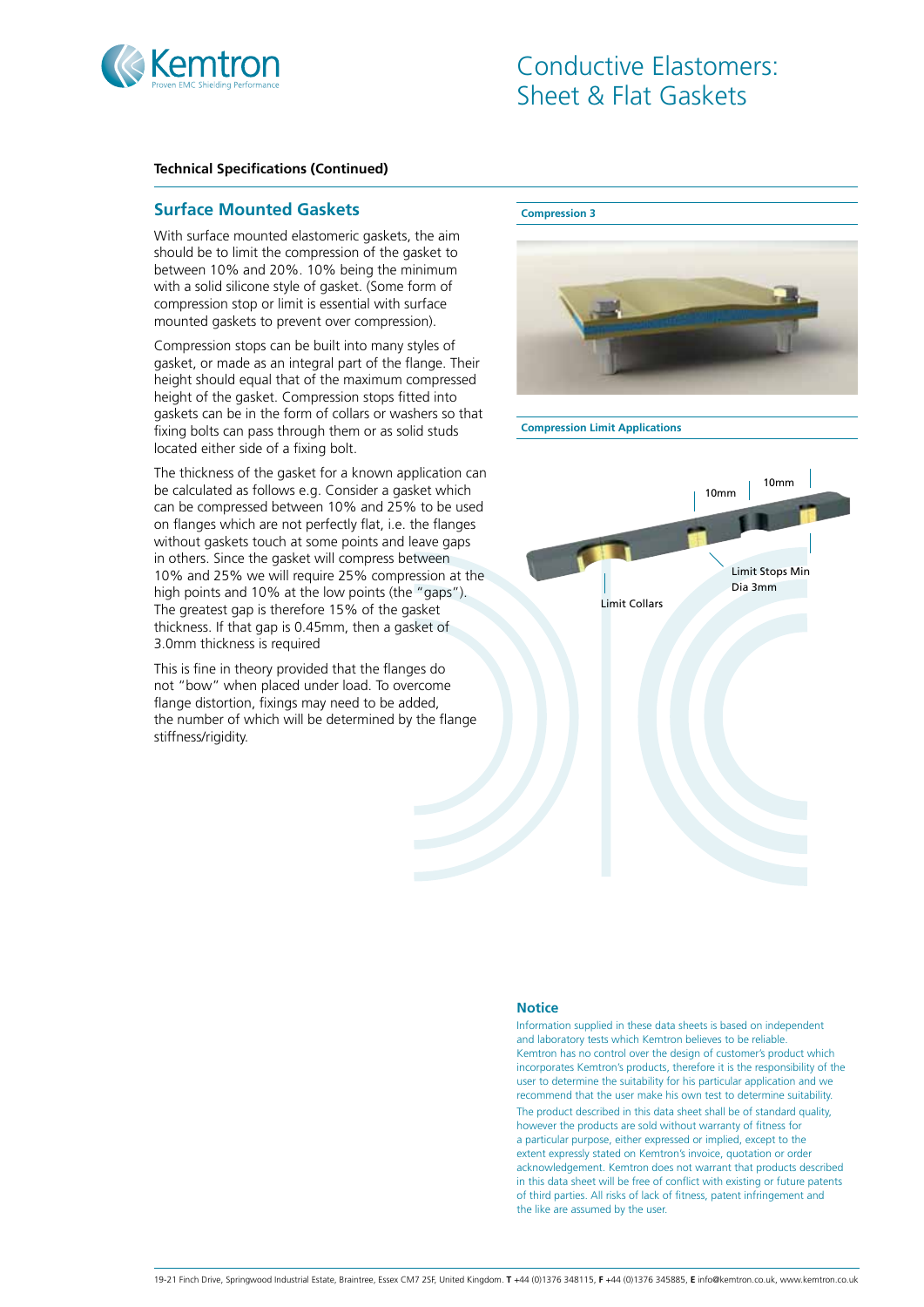# Conductive Elastomers: Sheet & Flat Gaskets

**Technical Specifications (Continued)**

## Surface Mounted Gaskets

With surface mounted elastomeric gaskets, the aim should be to limit the compression of the gasket to between 10% and 20%. 10% being the minimum with a solid silicone style of gasket. (Some form of compression stop or limit is essential with surface mounted gaskets to prevent over compression).

Compression stops can be built into many styles of gasket, or made as an integral part of the flange. Their height should equal that of the maximum compressed height of the gasket. Compression stops fitted into gaskets can be in the form of collars or washers so that fixing bolts can pass through them or as solid studs located either side of a fixing bolt.

The thickness of the gasket for a known application can be calculated as follows e.g. Consider a gasket which can be compressed between 10% and 25% to be used on flanges which are not perfectly flat, i.e. the flanges without gaskets touch at some points and leave gaps in others. Since the gasket will compress between 10% and 25% we will require 25% compression at the high points and 10% at the low points (the "gaps"). The greatest gap is therefore 15% of the gasket thickness. If that gap is 0.45mm, then a gasket of 3.0mm thickness is required

This is fine in theory provided that the flanges do not "bow" when placed under load. To overcome flange distortion, fixings may need to be added, the number of which will be determined by the flange stiffness/rigidity.

**Compression 3**

**Compression Limit Applications**

10mm

10mm

Limit Stops Min Dia 3mm

Limit Collars

### Notice

Information supplied in these data sheets is based on independent and laboratory tests which Kemtron believes to be reliable. Kemtron has no control over the design of customer's product which incorporates Kemtron's products, therefore it is the responsibility of the user to determine the suitability for his particular application and we recommend that the user make his own test to determine suitability.

The product described in this data sheet shall be of standard quality, however the products are sold without warranty of fitness for a particular purpose, either expressed or implied, except to the extent expressly stated on Kemtron's invoice, quotation or order acknowledgement. Kemtron does not warrant that products described in this data sheet will be free of conflict with existing or future patents of third parties. All risks of lack of fitness, patent infringement and the like are assumed by the user.